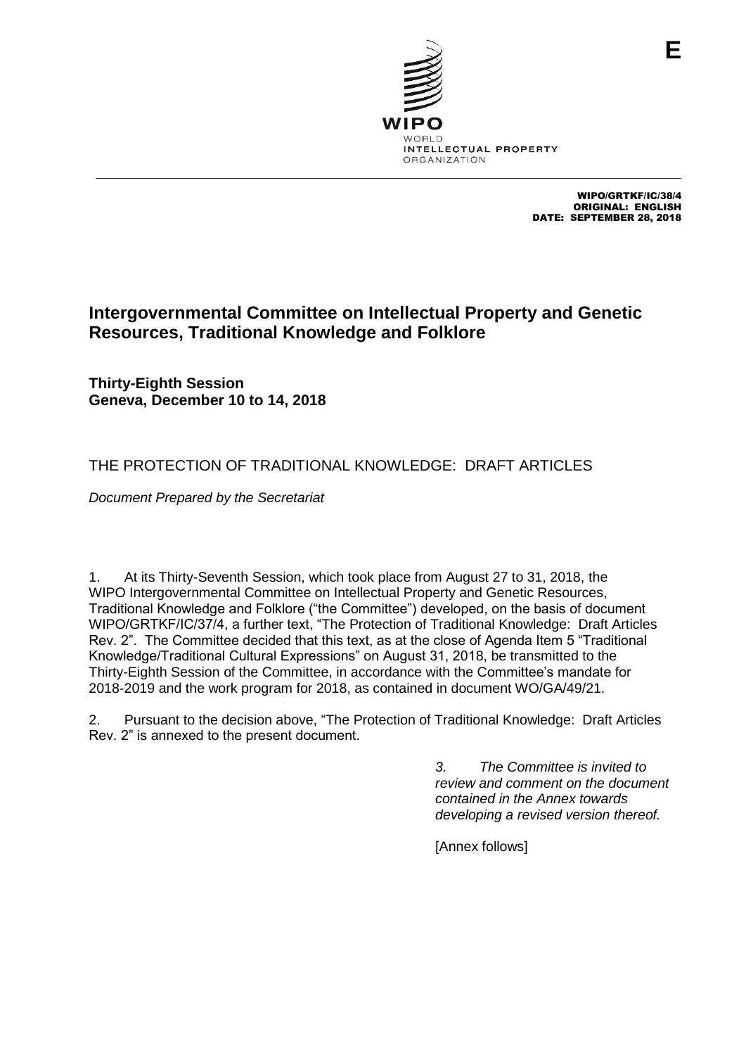E

WIPO
WORLD
INTELLECTUAL PROPERTY
ORGANIZATION

WIPO/GRTKF/IC/38/4
ORIGINAL: ENGLISH
DATE: SEPTEMBER 28, 2018

# Intergovernmental Committee on Intellectual Property and Genetic Resources, Traditional Knowledge and Folklore

**Thirty-Eighth Session**
**Geneva, December 10 to 14, 2018**

## THE PROTECTION OF TRADITIONAL KNOWLEDGE: DRAFT ARTICLES

*Document Prepared by the Secretariat*

1. At its Thirty-Seventh Session, which took place from August 27 to 31, 2018, the WIPO Intergovernmental Committee on Intellectual Property and Genetic Resources, Traditional Knowledge and Folklore ("the Committee") developed, on the basis of document WIPO/GRTKF/IC/37/4, a further text, "The Protection of Traditional Knowledge: Draft Articles Rev. 2". The Committee decided that this text, as at the close of Agenda Item 5 "Traditional Knowledge/Traditional Cultural Expressions" on August 31, 2018, be transmitted to the Thirty-Eighth Session of the Committee, in accordance with the Committee's mandate for 2018-2019 and the work program for 2018, as contained in document WO/GA/49/21.

2. Pursuant to the decision above, "The Protection of Traditional Knowledge: Draft Articles Rev. 2" is annexed to the present document.

*3. The Committee is invited to review and comment on the document contained in the Annex towards developing a revised version thereof.*

[Annex follows]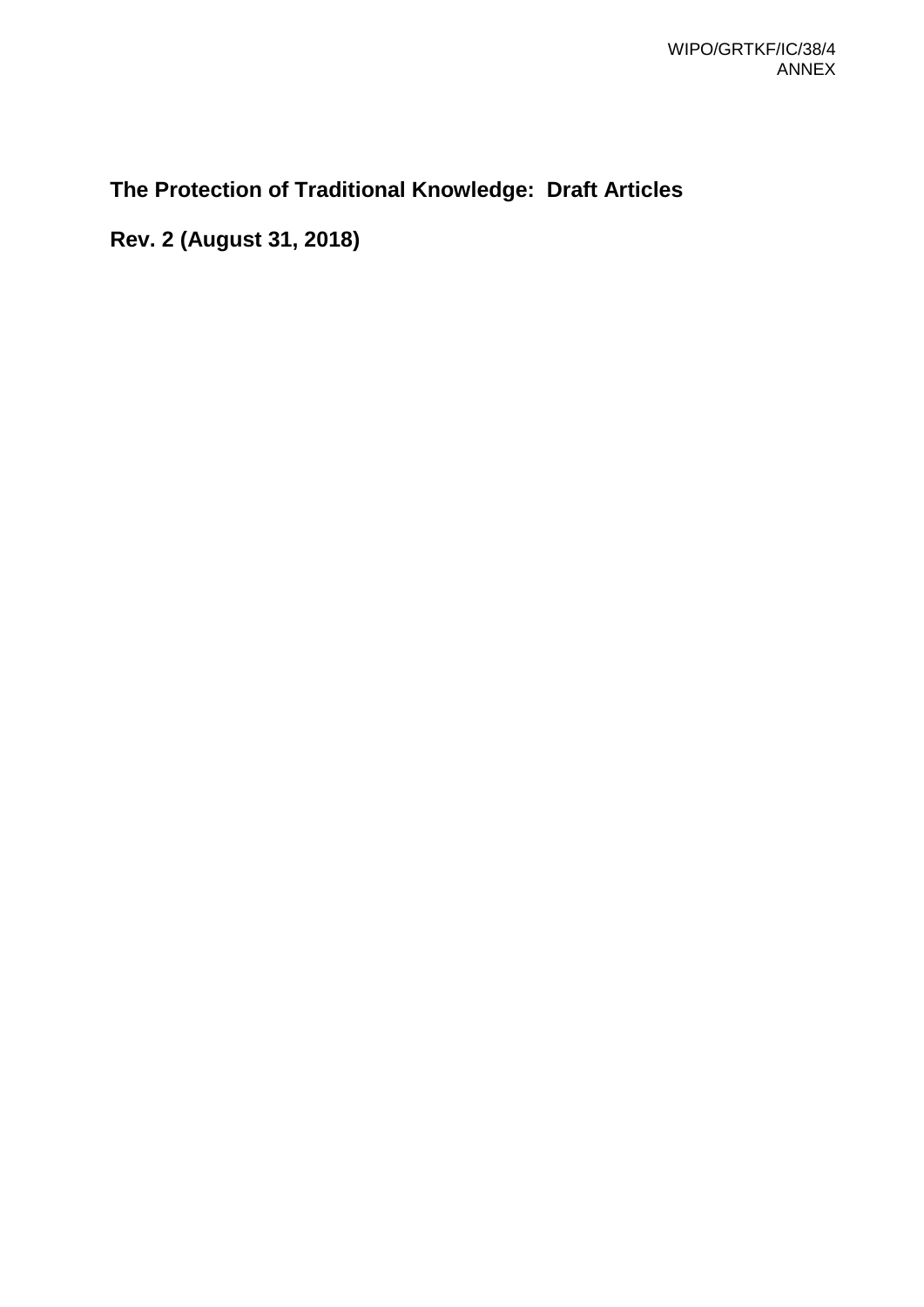# The Protection of Traditional Knowledge: Draft Articles

## Rev. 2 (August 31, 2018)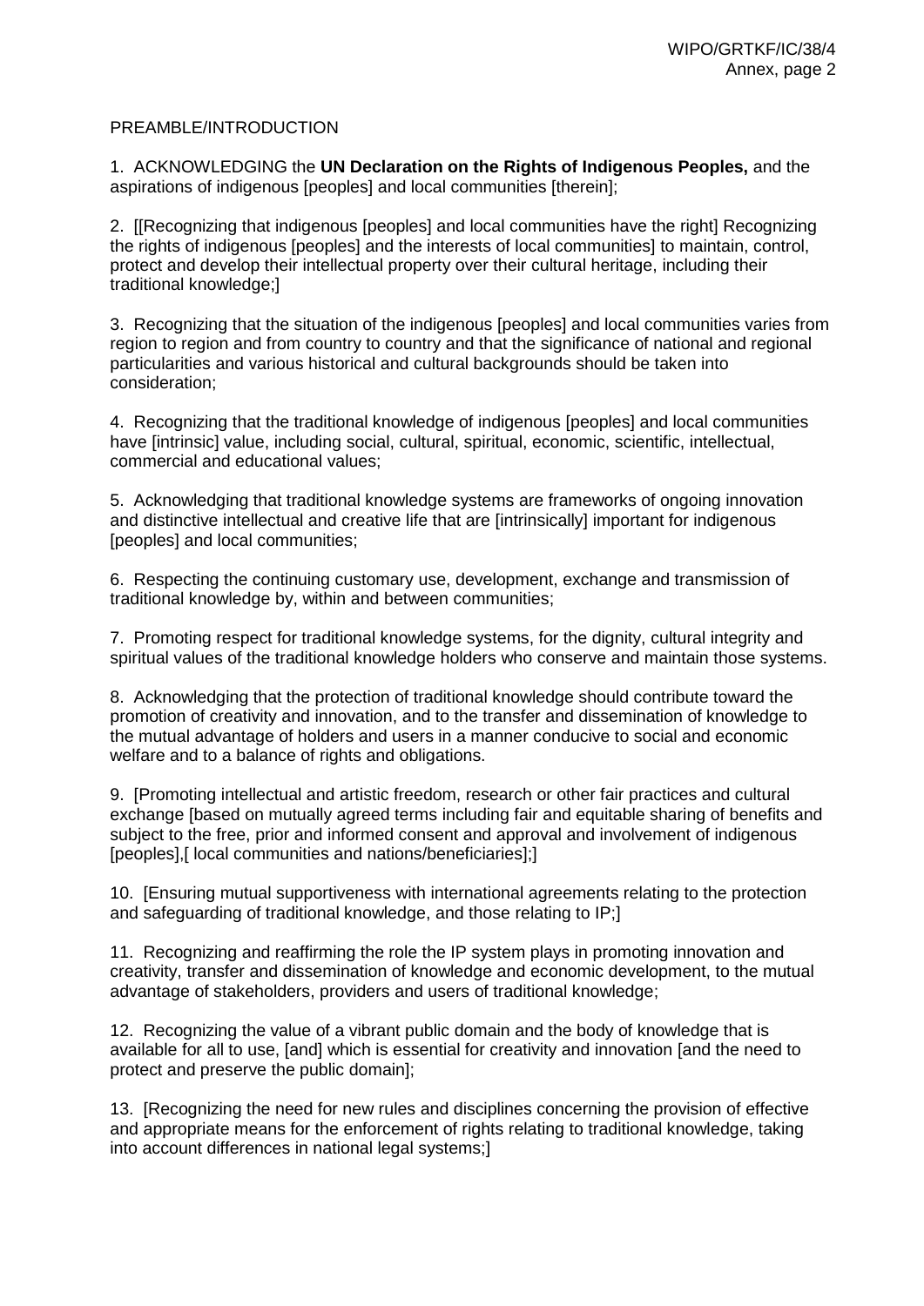PREAMBLE/INTRODUCTION

1. ACKNOWLEDGING the **UN Declaration on the Rights of Indigenous Peoples,** and the aspirations of indigenous [peoples] and local communities [therein];

2. [[Recognizing that indigenous [peoples] and local communities have the right] Recognizing the rights of indigenous [peoples] and the interests of local communities] to maintain, control, protect and develop their intellectual property over their cultural heritage, including their traditional knowledge;]

3. Recognizing that the situation of the indigenous [peoples] and local communities varies from region to region and from country to country and that the significance of national and regional particularities and various historical and cultural backgrounds should be taken into consideration;

4. Recognizing that the traditional knowledge of indigenous [peoples] and local communities have [intrinsic] value, including social, cultural, spiritual, economic, scientific, intellectual, commercial and educational values;

5. Acknowledging that traditional knowledge systems are frameworks of ongoing innovation and distinctive intellectual and creative life that are [intrinsically] important for indigenous [peoples] and local communities;

6. Respecting the continuing customary use, development, exchange and transmission of traditional knowledge by, within and between communities;

7. Promoting respect for traditional knowledge systems, for the dignity, cultural integrity and spiritual values of the traditional knowledge holders who conserve and maintain those systems.

8. Acknowledging that the protection of traditional knowledge should contribute toward the promotion of creativity and innovation, and to the transfer and dissemination of knowledge to the mutual advantage of holders and users in a manner conducive to social and economic welfare and to a balance of rights and obligations.

9. [Promoting intellectual and artistic freedom, research or other fair practices and cultural exchange [based on mutually agreed terms including fair and equitable sharing of benefits and subject to the free, prior and informed consent and approval and involvement of indigenous [peoples],[ local communities and nations/beneficiaries];]

10. [Ensuring mutual supportiveness with international agreements relating to the protection and safeguarding of traditional knowledge, and those relating to IP;]

11. Recognizing and reaffirming the role the IP system plays in promoting innovation and creativity, transfer and dissemination of knowledge and economic development, to the mutual advantage of stakeholders, providers and users of traditional knowledge;

12. Recognizing the value of a vibrant public domain and the body of knowledge that is available for all to use, [and] which is essential for creativity and innovation [and the need to protect and preserve the public domain];

13. [Recognizing the need for new rules and disciplines concerning the provision of effective and appropriate means for the enforcement of rights relating to traditional knowledge, taking into account differences in national legal systems;]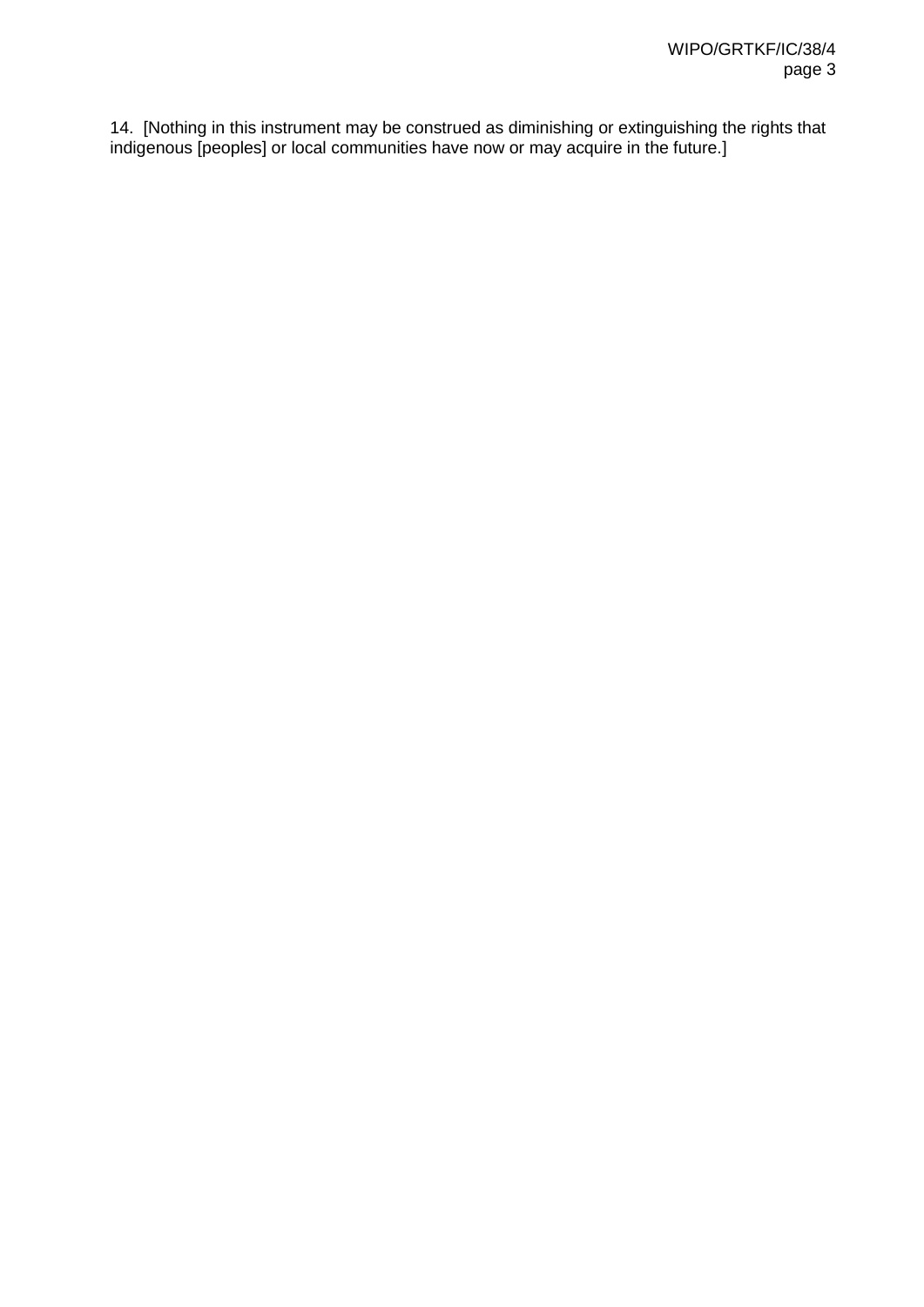14. [Nothing in this instrument may be construed as diminishing or extinguishing the rights that indigenous [peoples] or local communities have now or may acquire in the future.]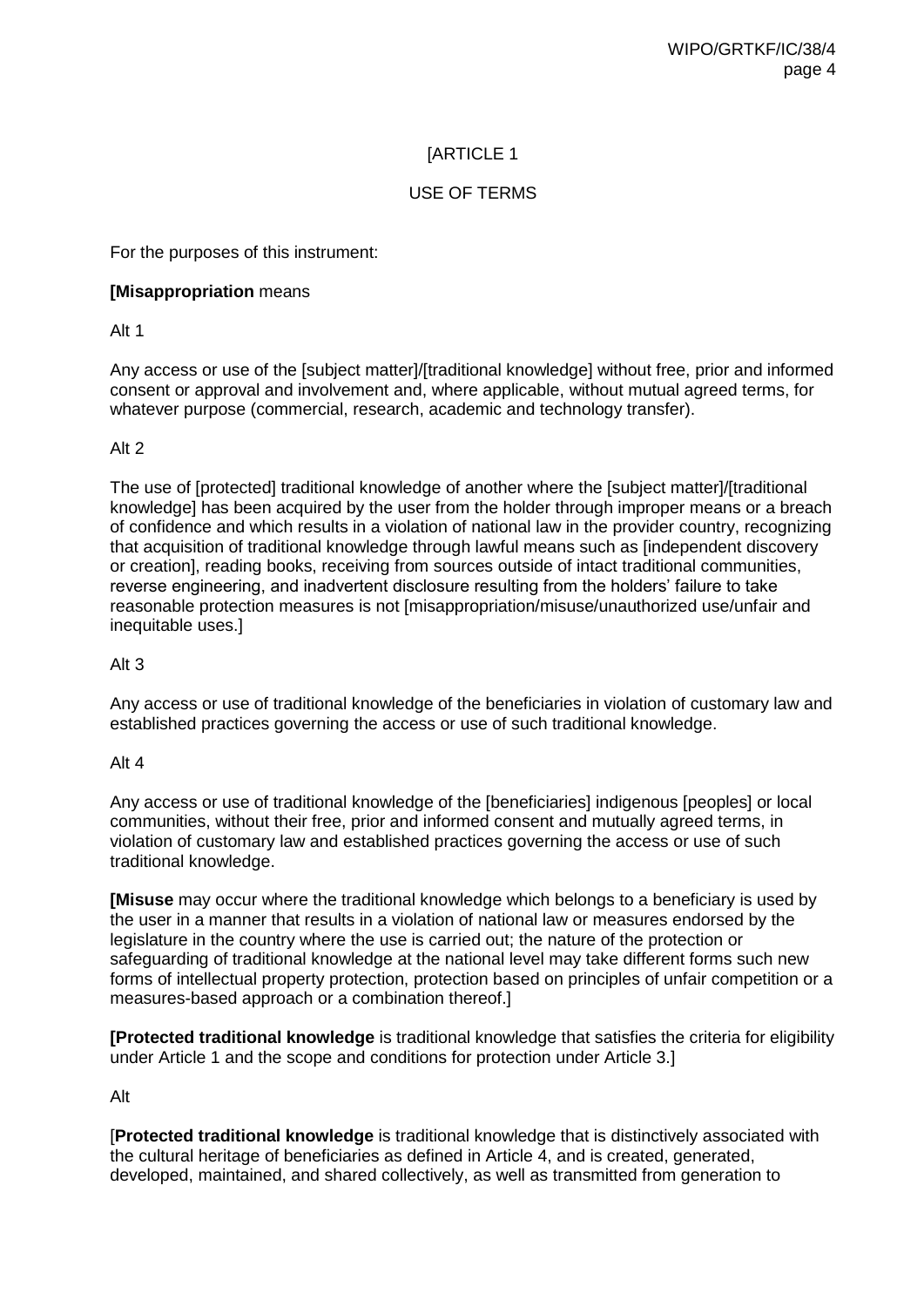[ARTICLE 1

USE OF TERMS

For the purposes of this instrument:

**[Misappropriation** means

Alt 1

Any access or use of the [subject matter]/[traditional knowledge] without free, prior and informed consent or approval and involvement and, where applicable, without mutual agreed terms, for whatever purpose (commercial, research, academic and technology transfer).

Alt 2

The use of [protected] traditional knowledge of another where the [subject matter]/[traditional knowledge] has been acquired by the user from the holder through improper means or a breach of confidence and which results in a violation of national law in the provider country, recognizing that acquisition of traditional knowledge through lawful means such as [independent discovery or creation], reading books, receiving from sources outside of intact traditional communities, reverse engineering, and inadvertent disclosure resulting from the holders' failure to take reasonable protection measures is not [misappropriation/misuse/unauthorized use/unfair and inequitable uses.]

Alt 3

Any access or use of traditional knowledge of the beneficiaries in violation of customary law and established practices governing the access or use of such traditional knowledge.

Alt 4

Any access or use of traditional knowledge of the [beneficiaries] indigenous [peoples] or local communities, without their free, prior and informed consent and mutually agreed terms, in violation of customary law and established practices governing the access or use of such traditional knowledge.

**[Misuse** may occur where the traditional knowledge which belongs to a beneficiary is used by the user in a manner that results in a violation of national law or measures endorsed by the legislature in the country where the use is carried out; the nature of the protection or safeguarding of traditional knowledge at the national level may take different forms such new forms of intellectual property protection, protection based on principles of unfair competition or a measures-based approach or a combination thereof.]

**[Protected traditional knowledge** is traditional knowledge that satisfies the criteria for eligibility under Article 1 and the scope and conditions for protection under Article 3.]

Alt

[**Protected traditional knowledge** is traditional knowledge that is distinctively associated with the cultural heritage of beneficiaries as defined in Article 4, and is created, generated, developed, maintained, and shared collectively, as well as transmitted from generation to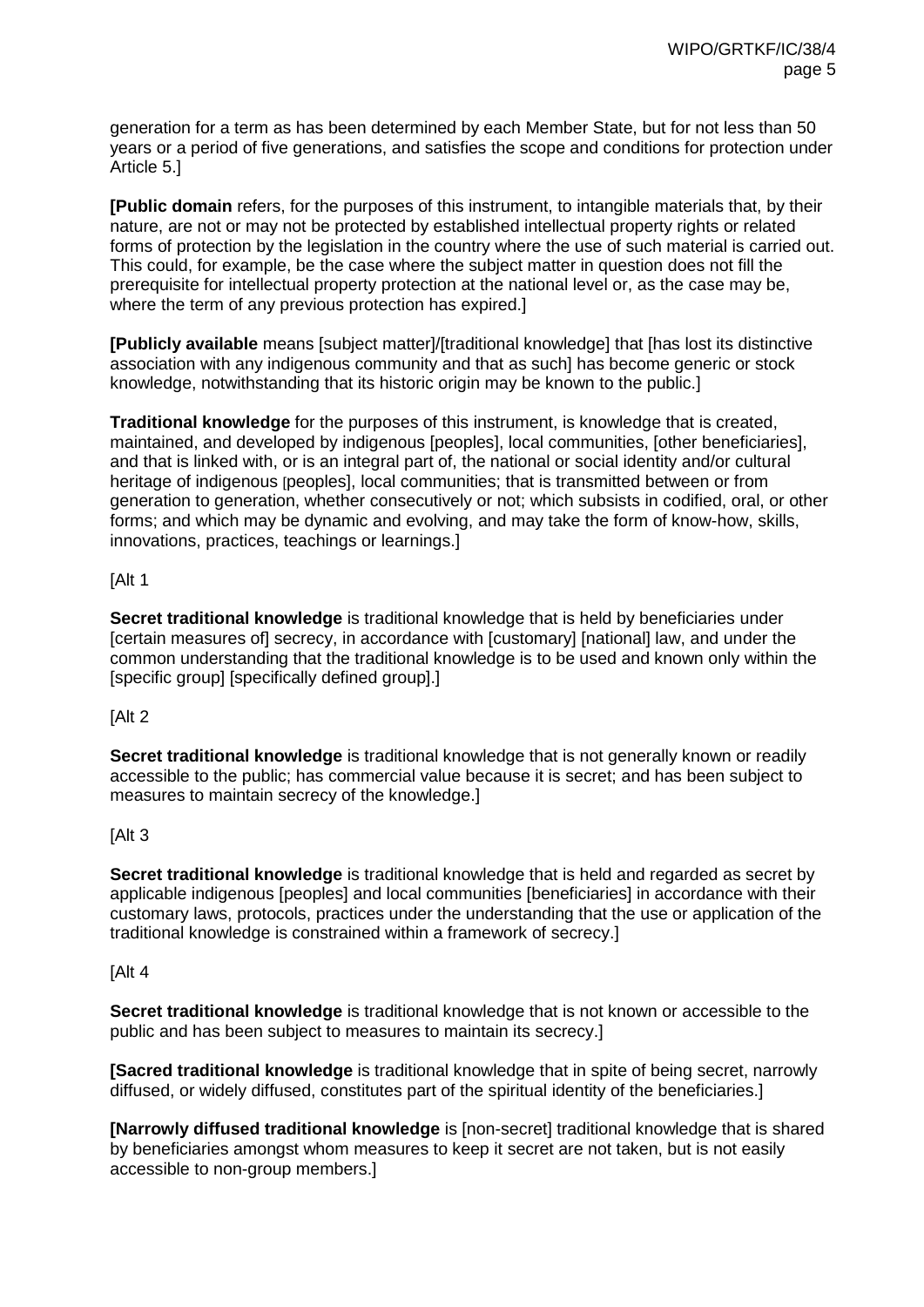generation for a term as has been determined by each Member State, but for not less than 50 years or a period of five generations, and satisfies the scope and conditions for protection under Article 5.]

**[Public domain** refers, for the purposes of this instrument, to intangible materials that, by their nature, are not or may not be protected by established intellectual property rights or related forms of protection by the legislation in the country where the use of such material is carried out. This could, for example, be the case where the subject matter in question does not fill the prerequisite for intellectual property protection at the national level or, as the case may be, where the term of any previous protection has expired.]

**[Publicly available** means [subject matter]/[traditional knowledge] that [has lost its distinctive association with any indigenous community and that as such] has become generic or stock knowledge, notwithstanding that its historic origin may be known to the public.]

**Traditional knowledge** for the purposes of this instrument, is knowledge that is created, maintained, and developed by indigenous [peoples], local communities, [other beneficiaries], and that is linked with, or is an integral part of, the national or social identity and/or cultural heritage of indigenous [peoples], local communities; that is transmitted between or from generation to generation, whether consecutively or not; which subsists in codified, oral, or other forms; and which may be dynamic and evolving, and may take the form of know-how, skills, innovations, practices, teachings or learnings.]

[Alt 1

**Secret traditional knowledge** is traditional knowledge that is held by beneficiaries under [certain measures of] secrecy, in accordance with [customary] [national] law, and under the common understanding that the traditional knowledge is to be used and known only within the [specific group] [specifically defined group].]

[Alt 2

**Secret traditional knowledge** is traditional knowledge that is not generally known or readily accessible to the public; has commercial value because it is secret; and has been subject to measures to maintain secrecy of the knowledge.]

[Alt 3

**Secret traditional knowledge** is traditional knowledge that is held and regarded as secret by applicable indigenous [peoples] and local communities [beneficiaries] in accordance with their customary laws, protocols, practices under the understanding that the use or application of the traditional knowledge is constrained within a framework of secrecy.]

[Alt 4

**Secret traditional knowledge** is traditional knowledge that is not known or accessible to the public and has been subject to measures to maintain its secrecy.]

**[Sacred traditional knowledge** is traditional knowledge that in spite of being secret, narrowly diffused, or widely diffused, constitutes part of the spiritual identity of the beneficiaries.]

**[Narrowly diffused traditional knowledge** is [non-secret] traditional knowledge that is shared by beneficiaries amongst whom measures to keep it secret are not taken, but is not easily accessible to non-group members.]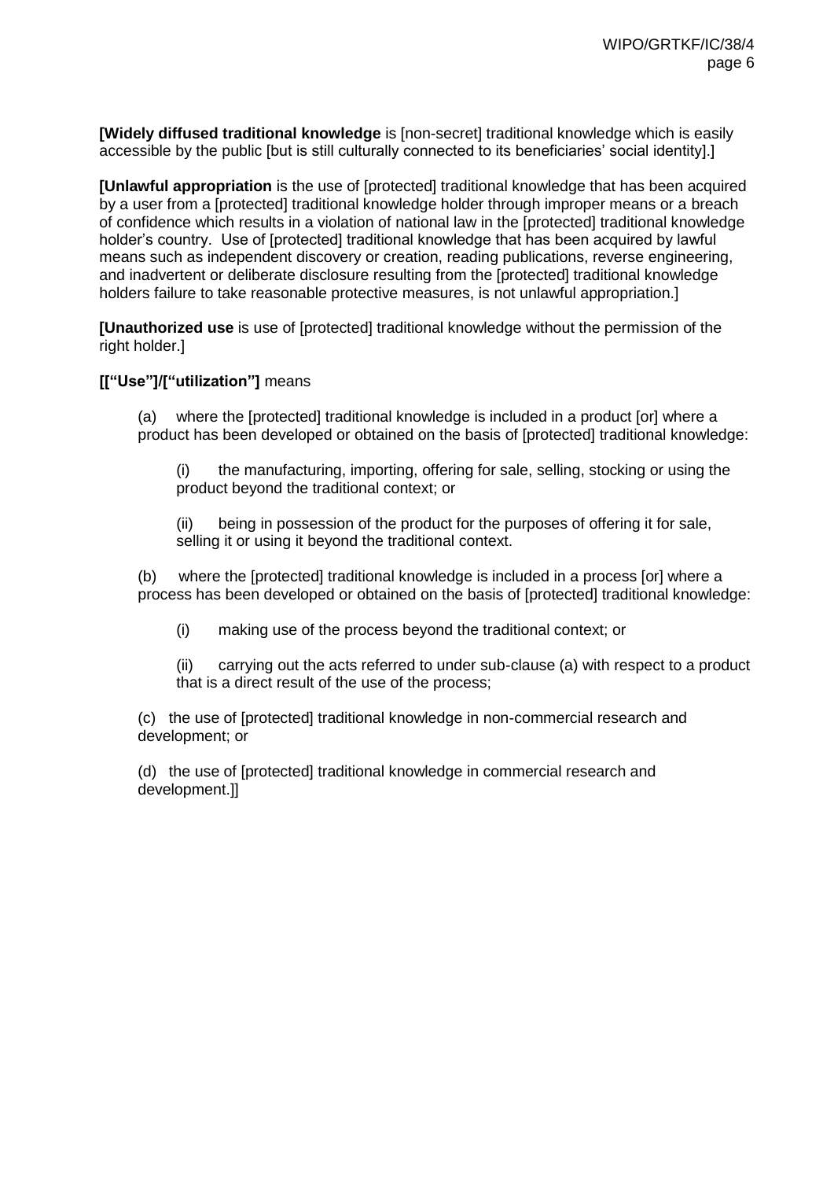**[Widely diffused traditional knowledge** is [non-secret] traditional knowledge which is easily accessible by the public [but is still culturally connected to its beneficiaries' social identity].]

**[Unlawful appropriation** is the use of [protected] traditional knowledge that has been acquired by a user from a [protected] traditional knowledge holder through improper means or a breach of confidence which results in a violation of national law in the [protected] traditional knowledge holder's country. Use of [protected] traditional knowledge that has been acquired by lawful means such as independent discovery or creation, reading publications, reverse engineering, and inadvertent or deliberate disclosure resulting from the [protected] traditional knowledge holders failure to take reasonable protective measures, is not unlawful appropriation.]

**[Unauthorized use** is use of [protected] traditional knowledge without the permission of the right holder.]

**[["Use"]/["utilization"]** means

(a) where the [protected] traditional knowledge is included in a product [or] where a product has been developed or obtained on the basis of [protected] traditional knowledge:

(i) the manufacturing, importing, offering for sale, selling, stocking or using the product beyond the traditional context; or

(ii) being in possession of the product for the purposes of offering it for sale, selling it or using it beyond the traditional context.

(b) where the [protected] traditional knowledge is included in a process [or] where a process has been developed or obtained on the basis of [protected] traditional knowledge:

(i) making use of the process beyond the traditional context; or

(ii) carrying out the acts referred to under sub-clause (a) with respect to a product that is a direct result of the use of the process;

(c) the use of [protected] traditional knowledge in non-commercial research and development; or

(d) the use of [protected] traditional knowledge in commercial research and development.]]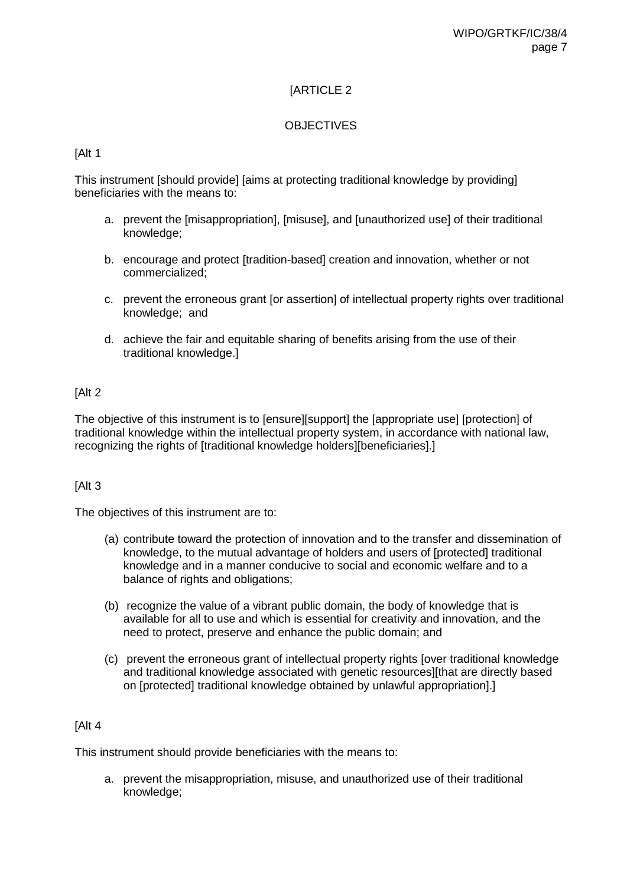[ARTICLE 2

OBJECTIVES

[Alt 1

This instrument [should provide] [aims at protecting traditional knowledge by providing] beneficiaries with the means to:

a. prevent the [misappropriation], [misuse], and [unauthorized use] of their traditional knowledge;

b. encourage and protect [tradition-based] creation and innovation, whether or not commercialized;

c. prevent the erroneous grant [or assertion] of intellectual property rights over traditional knowledge; and

d. achieve the fair and equitable sharing of benefits arising from the use of their traditional knowledge.]

[Alt 2

The objective of this instrument is to [ensure][support] the [appropriate use] [protection] of traditional knowledge within the intellectual property system, in accordance with national law, recognizing the rights of [traditional knowledge holders][beneficiaries].]

[Alt 3

The objectives of this instrument are to:

(a) contribute toward the protection of innovation and to the transfer and dissemination of knowledge, to the mutual advantage of holders and users of [protected] traditional knowledge and in a manner conducive to social and economic welfare and to a balance of rights and obligations;

(b) recognize the value of a vibrant public domain, the body of knowledge that is available for all to use and which is essential for creativity and innovation, and the need to protect, preserve and enhance the public domain; and

(c) prevent the erroneous grant of intellectual property rights [over traditional knowledge and traditional knowledge associated with genetic resources][that are directly based on [protected] traditional knowledge obtained by unlawful appropriation].]

[Alt 4

This instrument should provide beneficiaries with the means to:

a. prevent the misappropriation, misuse, and unauthorized use of their traditional knowledge;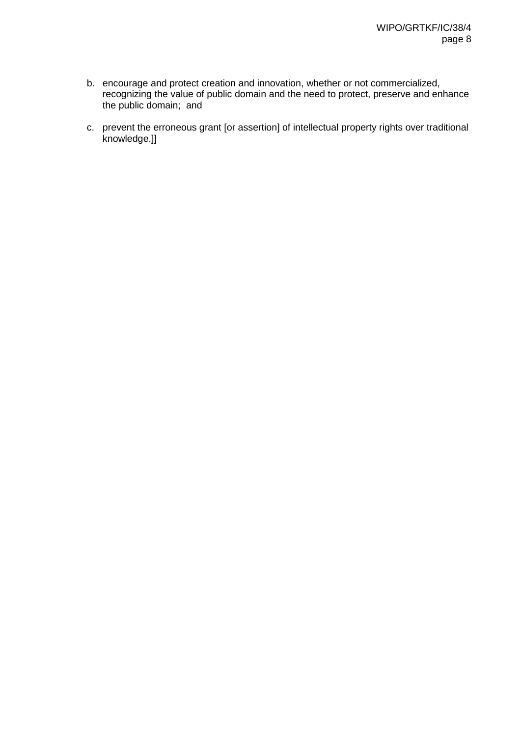b. encourage and protect creation and innovation, whether or not commercialized, recognizing the value of public domain and the need to protect, preserve and enhance the public domain; and

c. prevent the erroneous grant [or assertion] of intellectual property rights over traditional knowledge.]]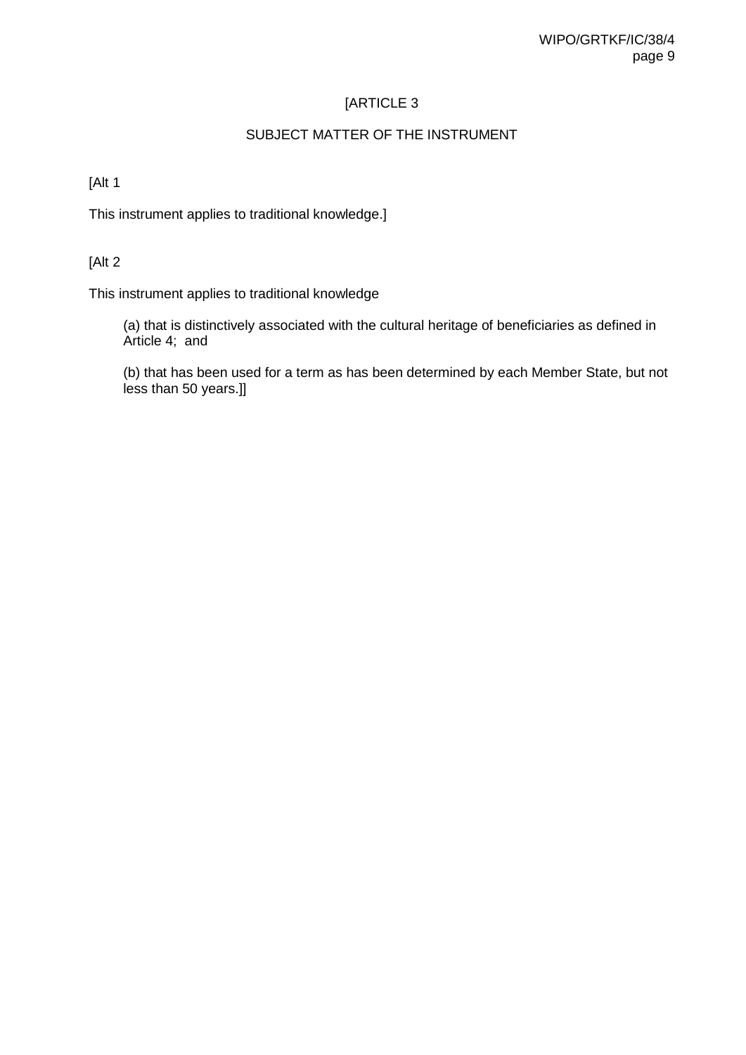[ARTICLE 3

SUBJECT MATTER OF THE INSTRUMENT

[Alt 1

This instrument applies to traditional knowledge.]

[Alt 2

This instrument applies to traditional knowledge

(a) that is distinctively associated with the cultural heritage of beneficiaries as defined in Article 4; and

(b) that has been used for a term as has been determined by each Member State, but not less than 50 years.]]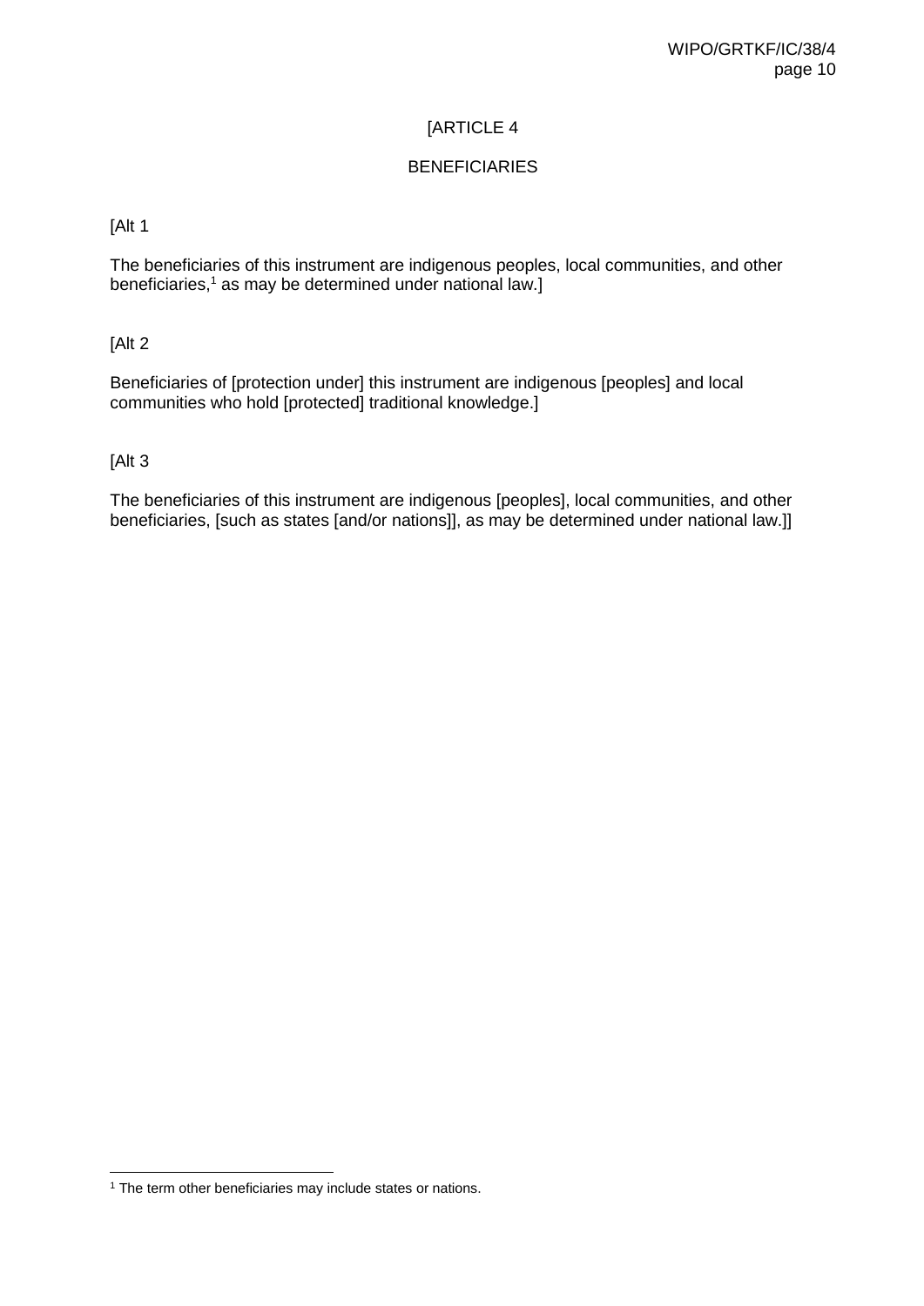[ARTICLE 4

BENEFICIARIES

[Alt 1

The beneficiaries of this instrument are indigenous peoples, local communities, and other beneficiaries,[1] as may be determined under national law.]

[Alt 2

Beneficiaries of [protection under] this instrument are indigenous [peoples] and local communities who hold [protected] traditional knowledge.]

[Alt 3

The beneficiaries of this instrument are indigenous [peoples], local communities, and other beneficiaries, [such as states [and/or nations]], as may be determined under national law.]]

---

[1] The term other beneficiaries may include states or nations.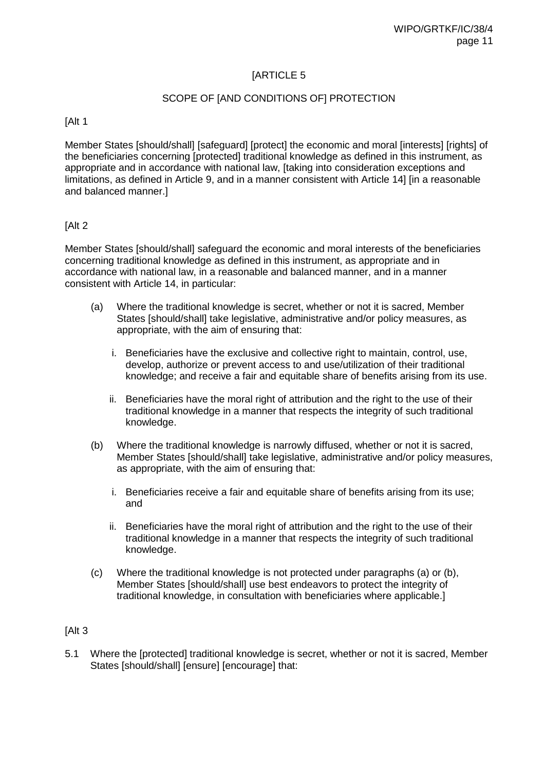[ARTICLE 5

SCOPE OF [AND CONDITIONS OF] PROTECTION

[Alt 1

Member States [should/shall] [safeguard] [protect] the economic and moral [interests] [rights] of the beneficiaries concerning [protected] traditional knowledge as defined in this instrument, as appropriate and in accordance with national law, [taking into consideration exceptions and limitations, as defined in Article 9, and in a manner consistent with Article 14] [in a reasonable and balanced manner.]

[Alt 2

Member States [should/shall] safeguard the economic and moral interests of the beneficiaries concerning traditional knowledge as defined in this instrument, as appropriate and in accordance with national law, in a reasonable and balanced manner, and in a manner consistent with Article 14, in particular:

(a) Where the traditional knowledge is secret, whether or not it is sacred, Member States [should/shall] take legislative, administrative and/or policy measures, as appropriate, with the aim of ensuring that:

   i. Beneficiaries have the exclusive and collective right to maintain, control, use, develop, authorize or prevent access to and use/utilization of their traditional knowledge; and receive a fair and equitable share of benefits arising from its use.

   ii. Beneficiaries have the moral right of attribution and the right to the use of their traditional knowledge in a manner that respects the integrity of such traditional knowledge.

(b) Where the traditional knowledge is narrowly diffused, whether or not it is sacred, Member States [should/shall] take legislative, administrative and/or policy measures, as appropriate, with the aim of ensuring that:

   i. Beneficiaries receive a fair and equitable share of benefits arising from its use; and

   ii. Beneficiaries have the moral right of attribution and the right to the use of their traditional knowledge in a manner that respects the integrity of such traditional knowledge.

(c) Where the traditional knowledge is not protected under paragraphs (a) or (b), Member States [should/shall] use best endeavors to protect the integrity of traditional knowledge, in consultation with beneficiaries where applicable.]

[Alt 3

5.1 Where the [protected] traditional knowledge is secret, whether or not it is sacred, Member States [should/shall] [ensure] [encourage] that: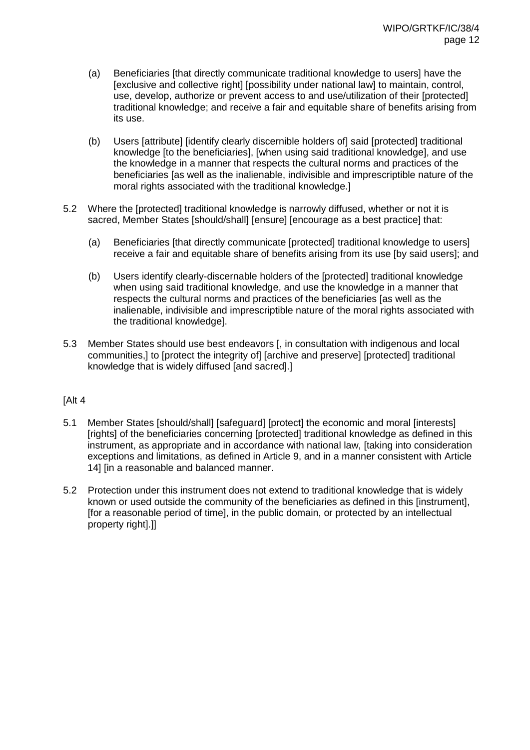(a) Beneficiaries [that directly communicate traditional knowledge to users] have the [exclusive and collective right] [possibility under national law] to maintain, control, use, develop, authorize or prevent access to and use/utilization of their [protected] traditional knowledge; and receive a fair and equitable share of benefits arising from its use.

(b) Users [attribute] [identify clearly discernible holders of] said [protected] traditional knowledge [to the beneficiaries], [when using said traditional knowledge], and use the knowledge in a manner that respects the cultural norms and practices of the beneficiaries [as well as the inalienable, indivisible and imprescriptible nature of the moral rights associated with the traditional knowledge.]

5.2 Where the [protected] traditional knowledge is narrowly diffused, whether or not it is sacred, Member States [should/shall] [ensure] [encourage as a best practice] that:

(a) Beneficiaries [that directly communicate [protected] traditional knowledge to users] receive a fair and equitable share of benefits arising from its use [by said users]; and

(b) Users identify clearly-discernable holders of the [protected] traditional knowledge when using said traditional knowledge, and use the knowledge in a manner that respects the cultural norms and practices of the beneficiaries [as well as the inalienable, indivisible and imprescriptible nature of the moral rights associated with the traditional knowledge].

5.3 Member States should use best endeavors [, in consultation with indigenous and local communities,] to [protect the integrity of] [archive and preserve] [protected] traditional knowledge that is widely diffused [and sacred].]

[Alt 4

5.1 Member States [should/shall] [safeguard] [protect] the economic and moral [interests] [rights] of the beneficiaries concerning [protected] traditional knowledge as defined in this instrument, as appropriate and in accordance with national law, [taking into consideration exceptions and limitations, as defined in Article 9, and in a manner consistent with Article 14] [in a reasonable and balanced manner.

5.2 Protection under this instrument does not extend to traditional knowledge that is widely known or used outside the community of the beneficiaries as defined in this [instrument], [for a reasonable period of time], in the public domain, or protected by an intellectual property right].]]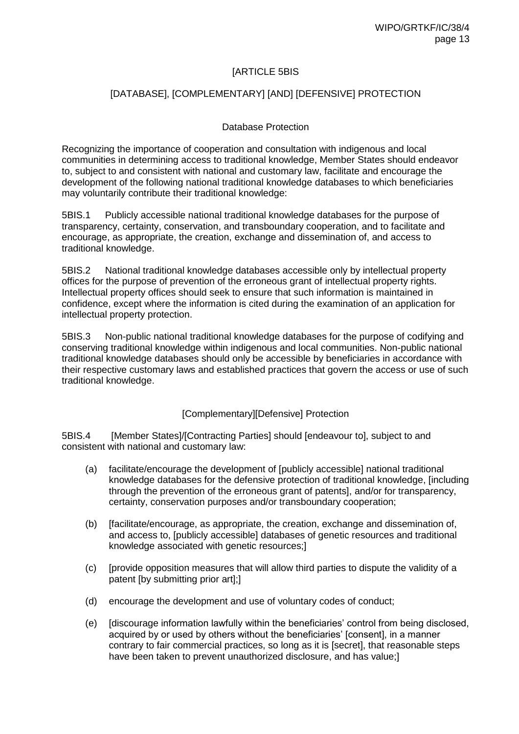## [ARTICLE 5BIS

## [DATABASE], [COMPLEMENTARY] [AND] [DEFENSIVE] PROTECTION

### Database Protection

Recognizing the importance of cooperation and consultation with indigenous and local communities in determining access to traditional knowledge, Member States should endeavor to, subject to and consistent with national and customary law, facilitate and encourage the development of the following national traditional knowledge databases to which beneficiaries may voluntarily contribute their traditional knowledge:

5BIS.1 Publicly accessible national traditional knowledge databases for the purpose of transparency, certainty, conservation, and transboundary cooperation, and to facilitate and encourage, as appropriate, the creation, exchange and dissemination of, and access to traditional knowledge.

5BIS.2 National traditional knowledge databases accessible only by intellectual property offices for the purpose of prevention of the erroneous grant of intellectual property rights. Intellectual property offices should seek to ensure that such information is maintained in confidence, except where the information is cited during the examination of an application for intellectual property protection.

5BIS.3 Non-public national traditional knowledge databases for the purpose of codifying and conserving traditional knowledge within indigenous and local communities. Non-public national traditional knowledge databases should only be accessible by beneficiaries in accordance with their respective customary laws and established practices that govern the access or use of such traditional knowledge.

### [Complementary][Defensive] Protection

5BIS.4 [Member States]/[Contracting Parties] should [endeavour to], subject to and consistent with national and customary law:

(a) facilitate/encourage the development of [publicly accessible] national traditional knowledge databases for the defensive protection of traditional knowledge, [including through the prevention of the erroneous grant of patents], and/or for transparency, certainty, conservation purposes and/or transboundary cooperation;

(b) [facilitate/encourage, as appropriate, the creation, exchange and dissemination of, and access to, [publicly accessible] databases of genetic resources and traditional knowledge associated with genetic resources;]

(c) [provide opposition measures that will allow third parties to dispute the validity of a patent [by submitting prior art];]

(d) encourage the development and use of voluntary codes of conduct;

(e) [discourage information lawfully within the beneficiaries' control from being disclosed, acquired by or used by others without the beneficiaries' [consent], in a manner contrary to fair commercial practices, so long as it is [secret], that reasonable steps have been taken to prevent unauthorized disclosure, and has value;]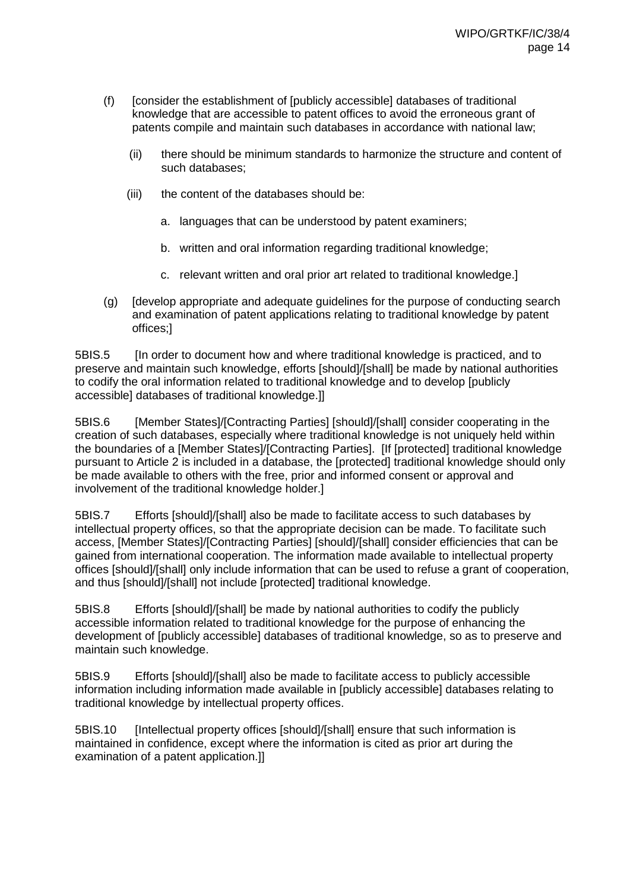(f) [consider the establishment of [publicly accessible] databases of traditional knowledge that are accessible to patent offices to avoid the erroneous grant of patents compile and maintain such databases in accordance with national law;

(ii) there should be minimum standards to harmonize the structure and content of such databases;

(iii) the content of the databases should be:

a. languages that can be understood by patent examiners;

b. written and oral information regarding traditional knowledge;

c. relevant written and oral prior art related to traditional knowledge.]

(g) [develop appropriate and adequate guidelines for the purpose of conducting search and examination of patent applications relating to traditional knowledge by patent offices;]

5BIS.5 [In order to document how and where traditional knowledge is practiced, and to preserve and maintain such knowledge, efforts [should]/[shall] be made by national authorities to codify the oral information related to traditional knowledge and to develop [publicly accessible] databases of traditional knowledge.]]

5BIS.6 [Member States]/[Contracting Parties] [should]/[shall] consider cooperating in the creation of such databases, especially where traditional knowledge is not uniquely held within the boundaries of a [Member States]/[Contracting Parties]. [If [protected] traditional knowledge pursuant to Article 2 is included in a database, the [protected] traditional knowledge should only be made available to others with the free, prior and informed consent or approval and involvement of the traditional knowledge holder.]

5BIS.7 Efforts [should]/[shall] also be made to facilitate access to such databases by intellectual property offices, so that the appropriate decision can be made. To facilitate such access, [Member States]/[Contracting Parties] [should]/[shall] consider efficiencies that can be gained from international cooperation. The information made available to intellectual property offices [should]/[shall] only include information that can be used to refuse a grant of cooperation, and thus [should]/[shall] not include [protected] traditional knowledge.

5BIS.8 Efforts [should]/[shall] be made by national authorities to codify the publicly accessible information related to traditional knowledge for the purpose of enhancing the development of [publicly accessible] databases of traditional knowledge, so as to preserve and maintain such knowledge.

5BIS.9 Efforts [should]/[shall] also be made to facilitate access to publicly accessible information including information made available in [publicly accessible] databases relating to traditional knowledge by intellectual property offices.

5BIS.10 [Intellectual property offices [should]/[shall] ensure that such information is maintained in confidence, except where the information is cited as prior art during the examination of a patent application.]]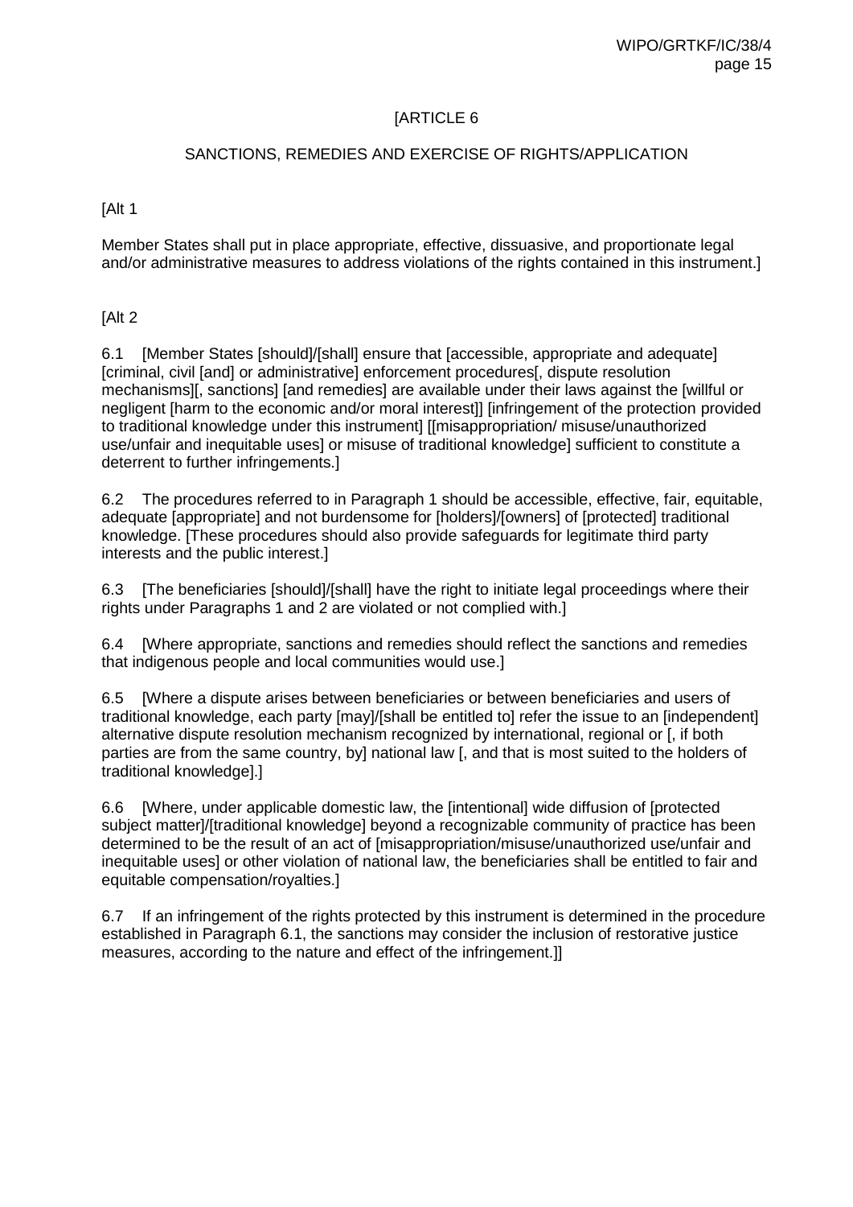[ARTICLE 6

SANCTIONS, REMEDIES AND EXERCISE OF RIGHTS/APPLICATION

[Alt 1

Member States shall put in place appropriate, effective, dissuasive, and proportionate legal and/or administrative measures to address violations of the rights contained in this instrument.]

[Alt 2

6.1 [Member States [should]/[shall] ensure that [accessible, appropriate and adequate] [criminal, civil [and] or administrative] enforcement procedures[, dispute resolution mechanisms][, sanctions] [and remedies] are available under their laws against the [willful or negligent [harm to the economic and/or moral interest]] [infringement of the protection provided to traditional knowledge under this instrument] [[misappropriation/ misuse/unauthorized use/unfair and inequitable uses] or misuse of traditional knowledge] sufficient to constitute a deterrent to further infringements.]

6.2 The procedures referred to in Paragraph 1 should be accessible, effective, fair, equitable, adequate [appropriate] and not burdensome for [holders]/[owners] of [protected] traditional knowledge. [These procedures should also provide safeguards for legitimate third party interests and the public interest.]

6.3 [The beneficiaries [should]/[shall] have the right to initiate legal proceedings where their rights under Paragraphs 1 and 2 are violated or not complied with.]

6.4 [Where appropriate, sanctions and remedies should reflect the sanctions and remedies that indigenous people and local communities would use.]

6.5 [Where a dispute arises between beneficiaries or between beneficiaries and users of traditional knowledge, each party [may]/[shall be entitled to] refer the issue to an [independent] alternative dispute resolution mechanism recognized by international, regional or [, if both parties are from the same country, by] national law [, and that is most suited to the holders of traditional knowledge].]

6.6 [Where, under applicable domestic law, the [intentional] wide diffusion of [protected subject matter]/[traditional knowledge] beyond a recognizable community of practice has been determined to be the result of an act of [misappropriation/misuse/unauthorized use/unfair and inequitable uses] or other violation of national law, the beneficiaries shall be entitled to fair and equitable compensation/royalties.]

6.7 If an infringement of the rights protected by this instrument is determined in the procedure established in Paragraph 6.1, the sanctions may consider the inclusion of restorative justice measures, according to the nature and effect of the infringement.]]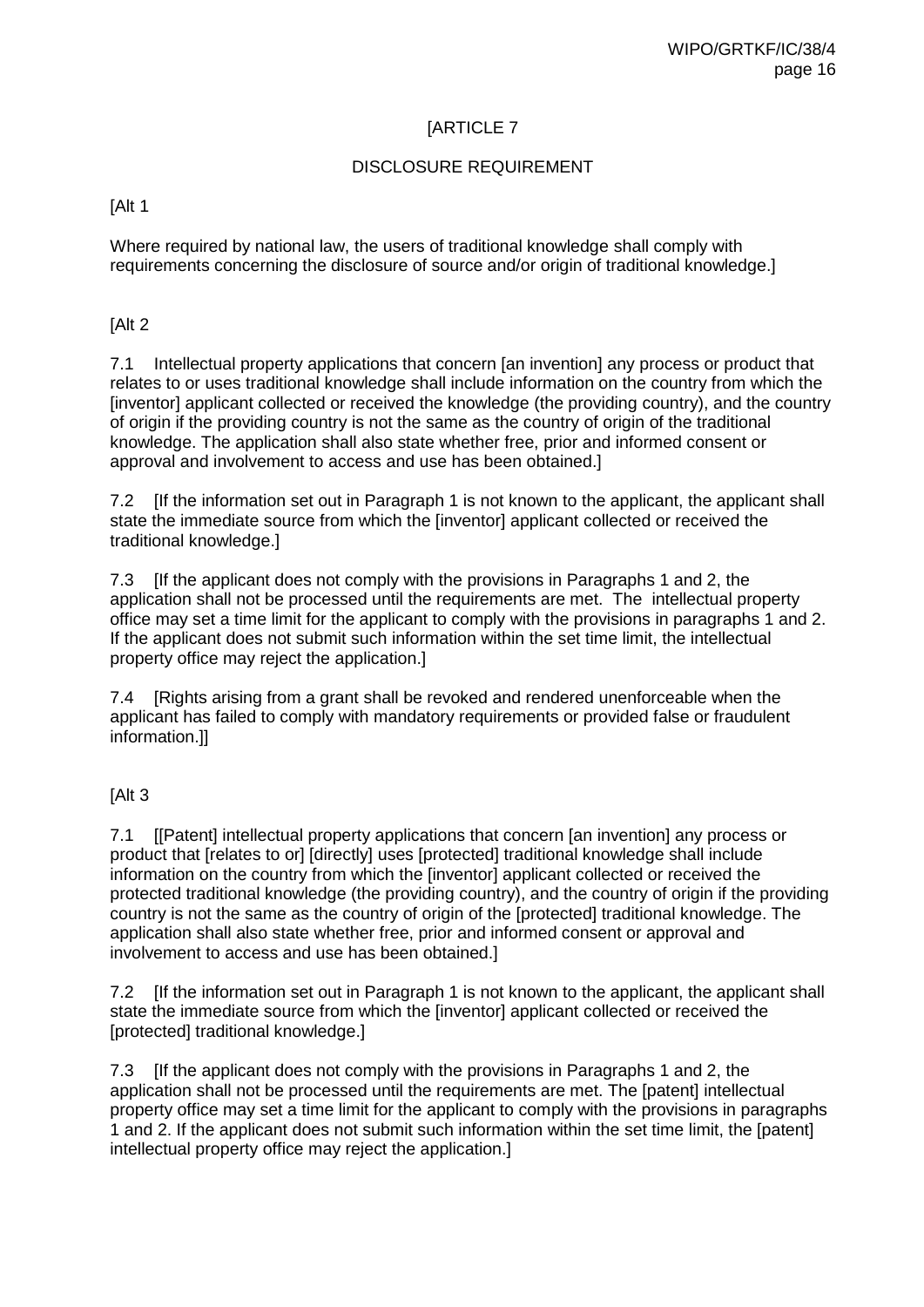[ARTICLE 7

DISCLOSURE REQUIREMENT

[Alt 1

Where required by national law, the users of traditional knowledge shall comply with requirements concerning the disclosure of source and/or origin of traditional knowledge.]

[Alt 2

7.1 Intellectual property applications that concern [an invention] any process or product that relates to or uses traditional knowledge shall include information on the country from which the [inventor] applicant collected or received the knowledge (the providing country), and the country of origin if the providing country is not the same as the country of origin of the traditional knowledge. The application shall also state whether free, prior and informed consent or approval and involvement to access and use has been obtained.]

7.2 [If the information set out in Paragraph 1 is not known to the applicant, the applicant shall state the immediate source from which the [inventor] applicant collected or received the traditional knowledge.]

7.3 [If the applicant does not comply with the provisions in Paragraphs 1 and 2, the application shall not be processed until the requirements are met. The intellectual property office may set a time limit for the applicant to comply with the provisions in paragraphs 1 and 2. If the applicant does not submit such information within the set time limit, the intellectual property office may reject the application.]

7.4 [Rights arising from a grant shall be revoked and rendered unenforceable when the applicant has failed to comply with mandatory requirements or provided false or fraudulent information.]]

[Alt 3

7.1 [[Patent] intellectual property applications that concern [an invention] any process or product that [relates to or] [directly] uses [protected] traditional knowledge shall include information on the country from which the [inventor] applicant collected or received the protected traditional knowledge (the providing country), and the country of origin if the providing country is not the same as the country of origin of the [protected] traditional knowledge. The application shall also state whether free, prior and informed consent or approval and involvement to access and use has been obtained.]

7.2 [If the information set out in Paragraph 1 is not known to the applicant, the applicant shall state the immediate source from which the [inventor] applicant collected or received the [protected] traditional knowledge.]

7.3 [If the applicant does not comply with the provisions in Paragraphs 1 and 2, the application shall not be processed until the requirements are met. The [patent] intellectual property office may set a time limit for the applicant to comply with the provisions in paragraphs 1 and 2. If the applicant does not submit such information within the set time limit, the [patent] intellectual property office may reject the application.]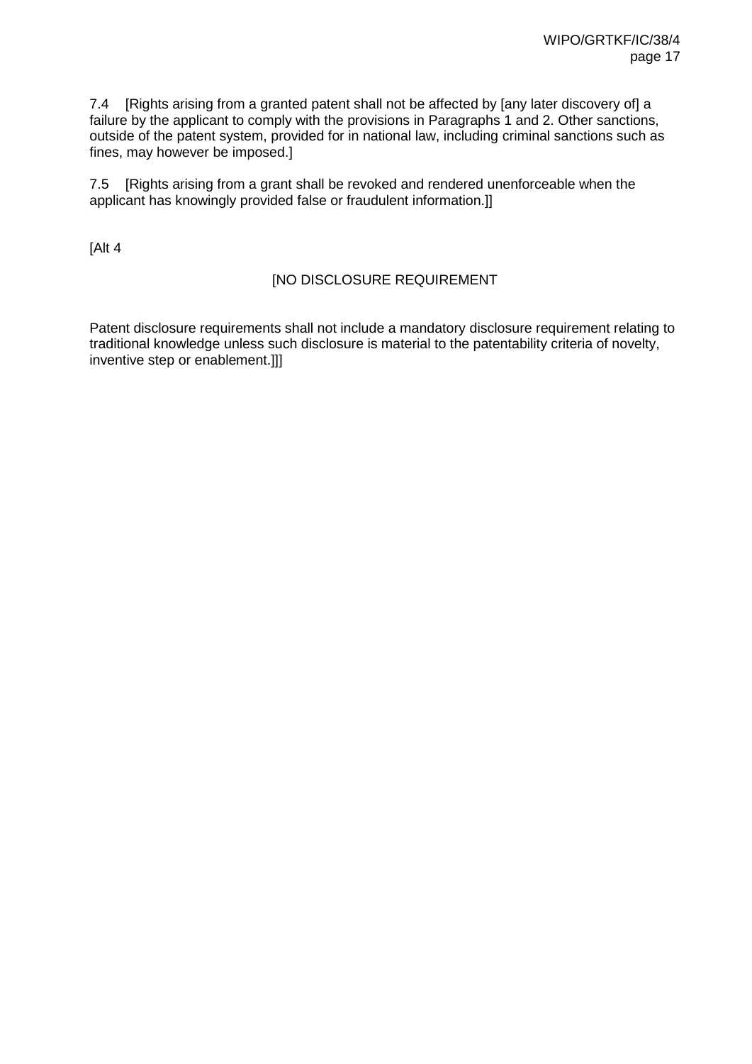7.4 [Rights arising from a granted patent shall not be affected by [any later discovery of] a failure by the applicant to comply with the provisions in Paragraphs 1 and 2. Other sanctions, outside of the patent system, provided for in national law, including criminal sanctions such as fines, may however be imposed.]

7.5 [Rights arising from a grant shall be revoked and rendered unenforceable when the applicant has knowingly provided false or fraudulent information.]]

[Alt 4

[NO DISCLOSURE REQUIREMENT

Patent disclosure requirements shall not include a mandatory disclosure requirement relating to traditional knowledge unless such disclosure is material to the patentability criteria of novelty, inventive step or enablement.]]]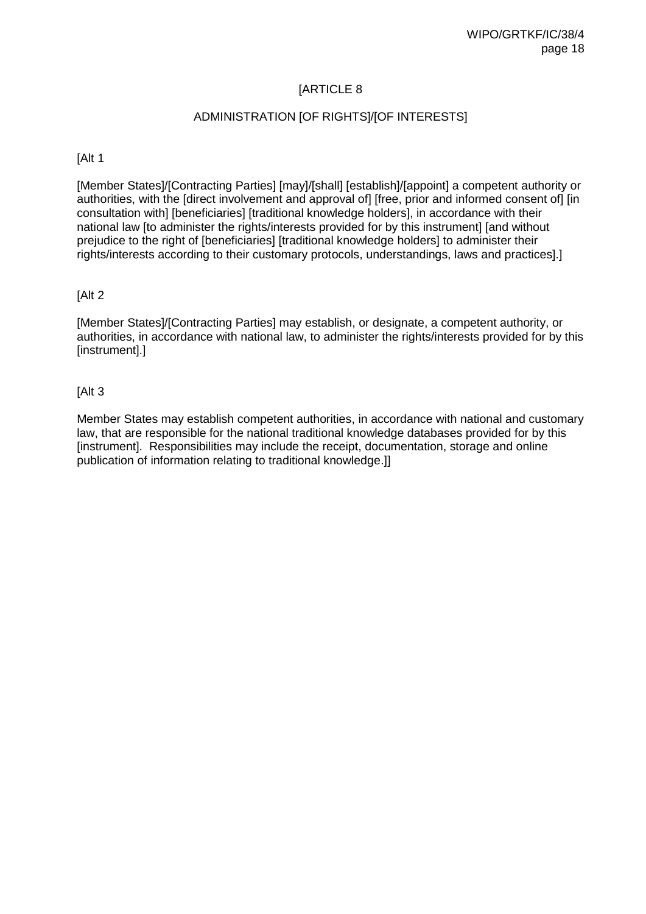[ARTICLE 8

ADMINISTRATION [OF RIGHTS]/[OF INTERESTS]

[Alt 1

[Member States]/[Contracting Parties] [may]/[shall] [establish]/[appoint] a competent authority or authorities, with the [direct involvement and approval of] [free, prior and informed consent of] [in consultation with] [beneficiaries] [traditional knowledge holders], in accordance with their national law [to administer the rights/interests provided for by this instrument] [and without prejudice to the right of [beneficiaries] [traditional knowledge holders] to administer their rights/interests according to their customary protocols, understandings, laws and practices].]

[Alt 2

[Member States]/[Contracting Parties] may establish, or designate, a competent authority, or authorities, in accordance with national law, to administer the rights/interests provided for by this [instrument].]

[Alt 3

Member States may establish competent authorities, in accordance with national and customary law, that are responsible for the national traditional knowledge databases provided for by this [instrument]. Responsibilities may include the receipt, documentation, storage and online publication of information relating to traditional knowledge.]]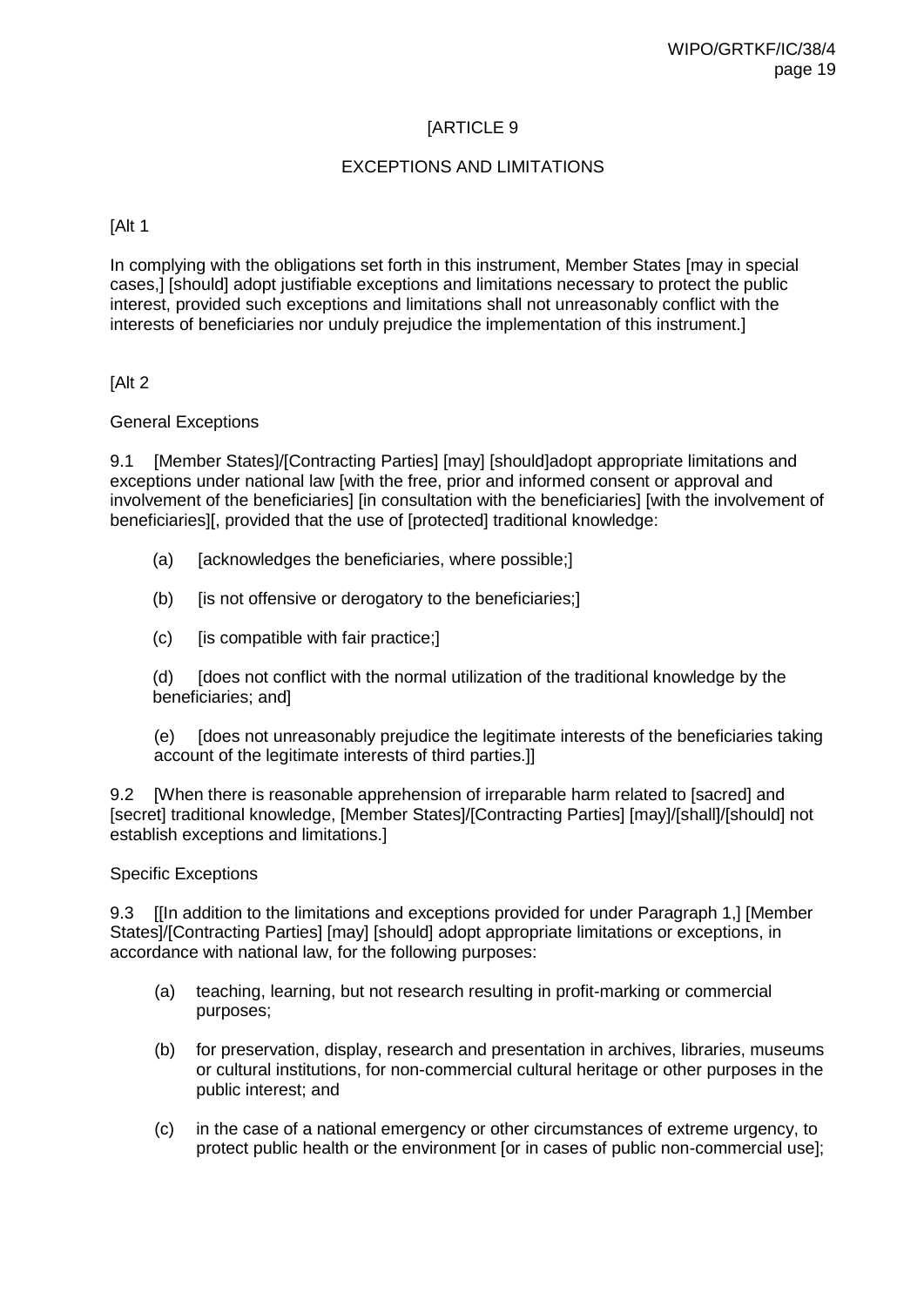[ARTICLE 9

EXCEPTIONS AND LIMITATIONS

[Alt 1

In complying with the obligations set forth in this instrument, Member States [may in special cases,] [should] adopt justifiable exceptions and limitations necessary to protect the public interest, provided such exceptions and limitations shall not unreasonably conflict with the interests of beneficiaries nor unduly prejudice the implementation of this instrument.]

[Alt 2

General Exceptions

9.1 [Member States]/[Contracting Parties] [may] [should]adopt appropriate limitations and exceptions under national law [with the free, prior and informed consent or approval and involvement of the beneficiaries] [in consultation with the beneficiaries] [with the involvement of beneficiaries][, provided that the use of [protected] traditional knowledge:

(a) [acknowledges the beneficiaries, where possible;]

(b) [is not offensive or derogatory to the beneficiaries;]

(c) [is compatible with fair practice;]

(d) [does not conflict with the normal utilization of the traditional knowledge by the beneficiaries; and]

(e) [does not unreasonably prejudice the legitimate interests of the beneficiaries taking account of the legitimate interests of third parties.]]

9.2 [When there is reasonable apprehension of irreparable harm related to [sacred] and [secret] traditional knowledge, [Member States]/[Contracting Parties] [may]/[shall]/[should] not establish exceptions and limitations.]

Specific Exceptions

9.3 [[In addition to the limitations and exceptions provided for under Paragraph 1,] [Member States]/[Contracting Parties] [may] [should] adopt appropriate limitations or exceptions, in accordance with national law, for the following purposes:

(a) teaching, learning, but not research resulting in profit-marking or commercial purposes;

(b) for preservation, display, research and presentation in archives, libraries, museums or cultural institutions, for non-commercial cultural heritage or other purposes in the public interest; and

(c) in the case of a national emergency or other circumstances of extreme urgency, to protect public health or the environment [or in cases of public non-commercial use];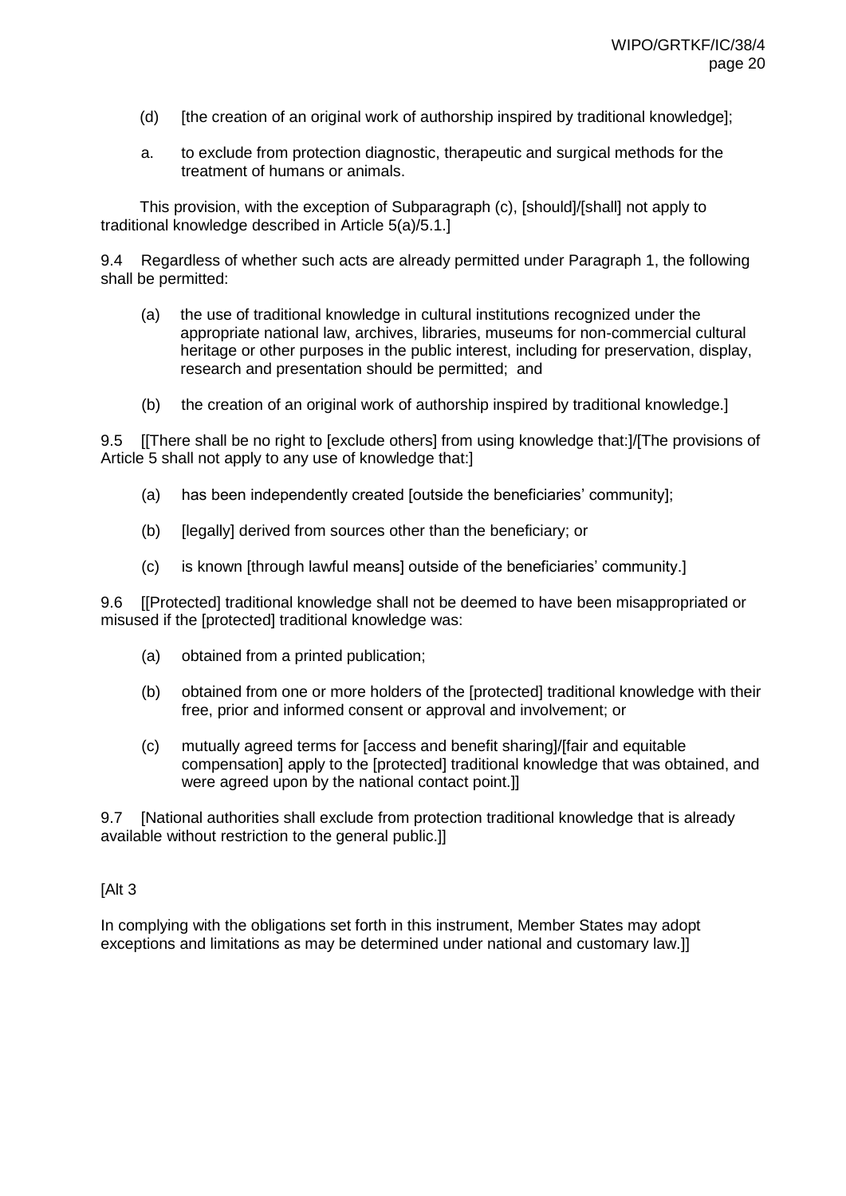(d) [the creation of an original work of authorship inspired by traditional knowledge];

a. to exclude from protection diagnostic, therapeutic and surgical methods for the treatment of humans or animals.

This provision, with the exception of Subparagraph (c), [should]/[shall] not apply to traditional knowledge described in Article 5(a)/5.1.]

9.4 Regardless of whether such acts are already permitted under Paragraph 1, the following shall be permitted:

(a) the use of traditional knowledge in cultural institutions recognized under the appropriate national law, archives, libraries, museums for non-commercial cultural heritage or other purposes in the public interest, including for preservation, display, research and presentation should be permitted; and

(b) the creation of an original work of authorship inspired by traditional knowledge.]

9.5 [[There shall be no right to [exclude others] from using knowledge that:]/[The provisions of Article 5 shall not apply to any use of knowledge that:]

(a) has been independently created [outside the beneficiaries' community];

(b) [legally] derived from sources other than the beneficiary; or

(c) is known [through lawful means] outside of the beneficiaries' community.]

9.6 [[Protected] traditional knowledge shall not be deemed to have been misappropriated or misused if the [protected] traditional knowledge was:

(a) obtained from a printed publication;

(b) obtained from one or more holders of the [protected] traditional knowledge with their free, prior and informed consent or approval and involvement; or

(c) mutually agreed terms for [access and benefit sharing]/[fair and equitable compensation] apply to the [protected] traditional knowledge that was obtained, and were agreed upon by the national contact point.]]

9.7 [National authorities shall exclude from protection traditional knowledge that is already available without restriction to the general public.]]

[Alt 3

In complying with the obligations set forth in this instrument, Member States may adopt exceptions and limitations as may be determined under national and customary law.]]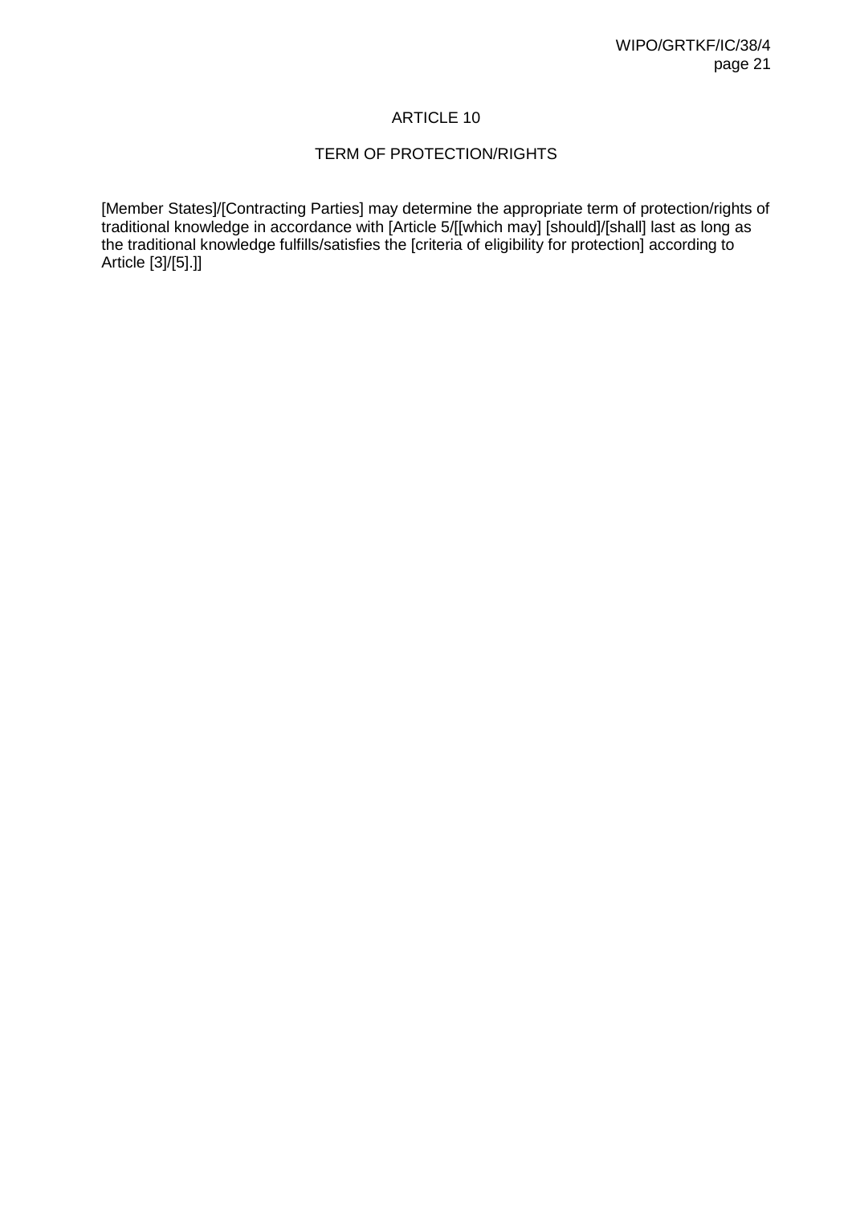# ARTICLE 10

## TERM OF PROTECTION/RIGHTS

[Member States]/[Contracting Parties] may determine the appropriate term of protection/rights of traditional knowledge in accordance with [Article 5/[[which may] [should]/[shall] last as long as the traditional knowledge fulfills/satisfies the [criteria of eligibility for protection] according to Article [3]/[5].]]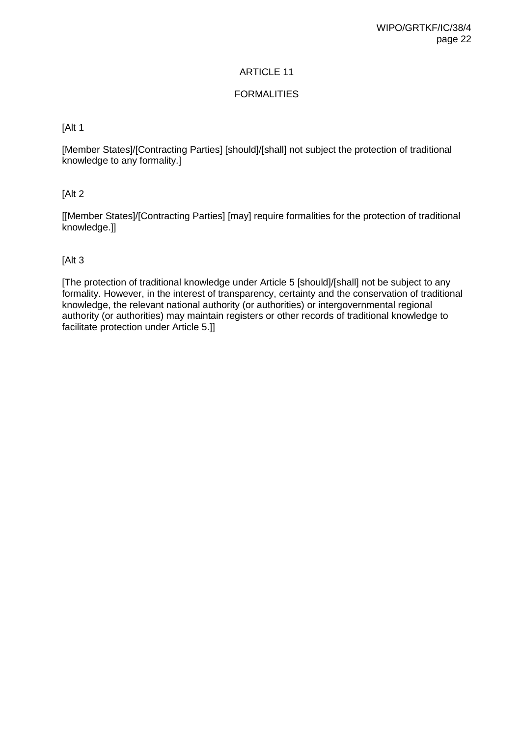## ARTICLE 11

## FORMALITIES

[Alt 1

[Member States]/[Contracting Parties] [should]/[shall] not subject the protection of traditional knowledge to any formality.]

[Alt 2

[[Member States]/[Contracting Parties] [may] require formalities for the protection of traditional knowledge.]]

[Alt 3

[The protection of traditional knowledge under Article 5 [should]/[shall] not be subject to any formality. However, in the interest of transparency, certainty and the conservation of traditional knowledge, the relevant national authority (or authorities) or intergovernmental regional authority (or authorities) may maintain registers or other records of traditional knowledge to facilitate protection under Article 5.]]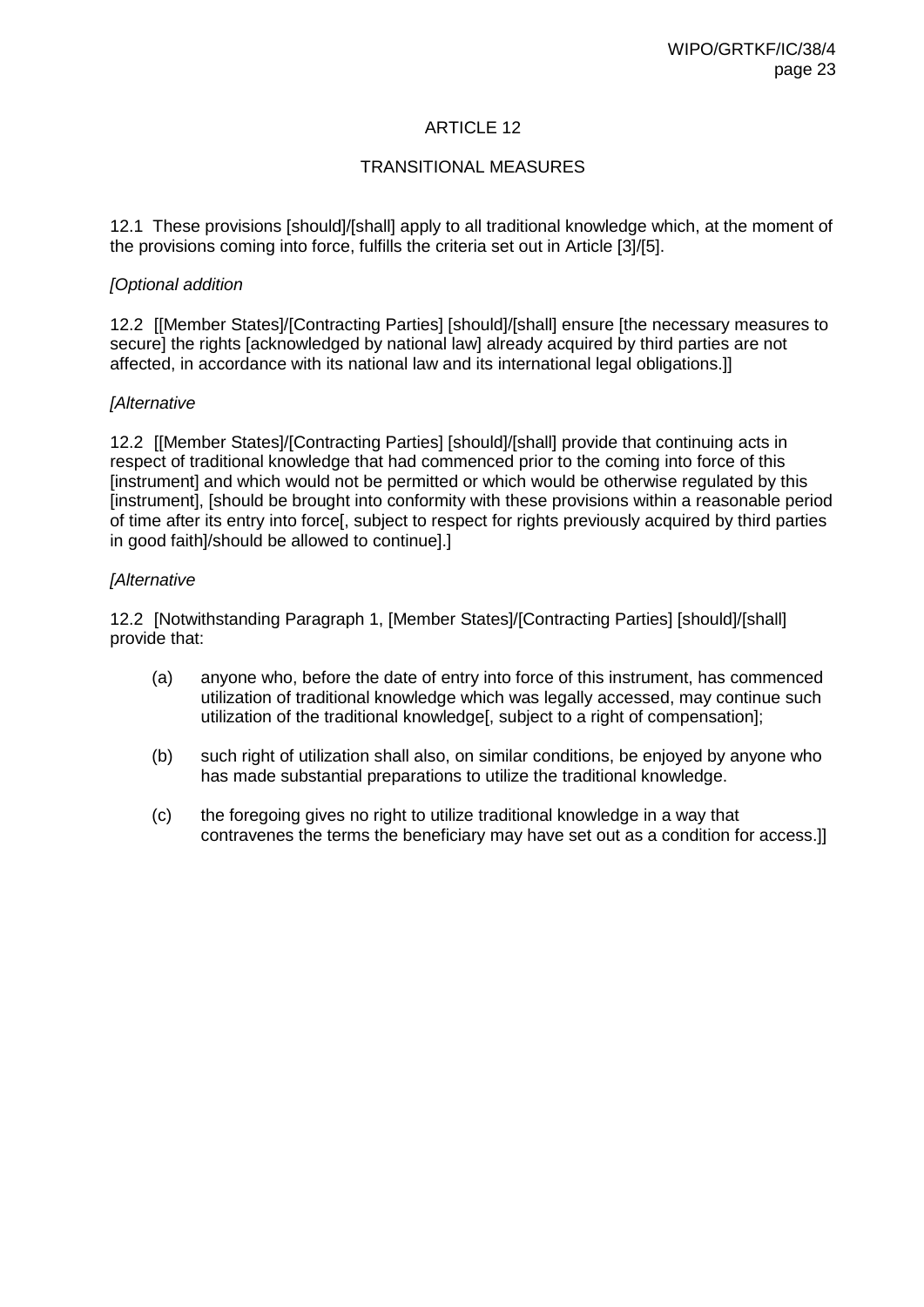## ARTICLE 12

## TRANSITIONAL MEASURES

12.1 These provisions [should]/[shall] apply to all traditional knowledge which, at the moment of the provisions coming into force, fulfills the criteria set out in Article [3]/[5].

*[Optional addition*

12.2 [[Member States]/[Contracting Parties] [should]/[shall] ensure [the necessary measures to secure] the rights [acknowledged by national law] already acquired by third parties are not affected, in accordance with its national law and its international legal obligations.]]

*[Alternative*

12.2 [[Member States]/[Contracting Parties] [should]/[shall] provide that continuing acts in respect of traditional knowledge that had commenced prior to the coming into force of this [instrument] and which would not be permitted or which would be otherwise regulated by this [instrument], [should be brought into conformity with these provisions within a reasonable period of time after its entry into force[, subject to respect for rights previously acquired by third parties in good faith]/should be allowed to continue].]

*[Alternative*

12.2 [Notwithstanding Paragraph 1, [Member States]/[Contracting Parties] [should]/[shall] provide that:

(a) anyone who, before the date of entry into force of this instrument, has commenced utilization of traditional knowledge which was legally accessed, may continue such utilization of the traditional knowledge[, subject to a right of compensation];

(b) such right of utilization shall also, on similar conditions, be enjoyed by anyone who has made substantial preparations to utilize the traditional knowledge.

(c) the foregoing gives no right to utilize traditional knowledge in a way that contravenes the terms the beneficiary may have set out as a condition for access.]]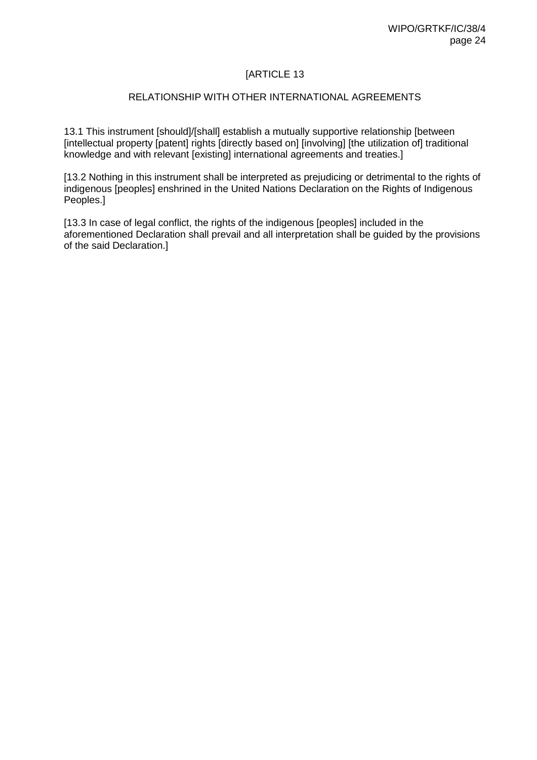[ARTICLE 13

RELATIONSHIP WITH OTHER INTERNATIONAL AGREEMENTS

13.1 This instrument [should]/[shall] establish a mutually supportive relationship [between [intellectual property [patent] rights [directly based on] [involving] [the utilization of] traditional knowledge and with relevant [existing] international agreements and treaties.]

[13.2 Nothing in this instrument shall be interpreted as prejudicing or detrimental to the rights of indigenous [peoples] enshrined in the United Nations Declaration on the Rights of Indigenous Peoples.]

[13.3 In case of legal conflict, the rights of the indigenous [peoples] included in the aforementioned Declaration shall prevail and all interpretation shall be guided by the provisions of the said Declaration.]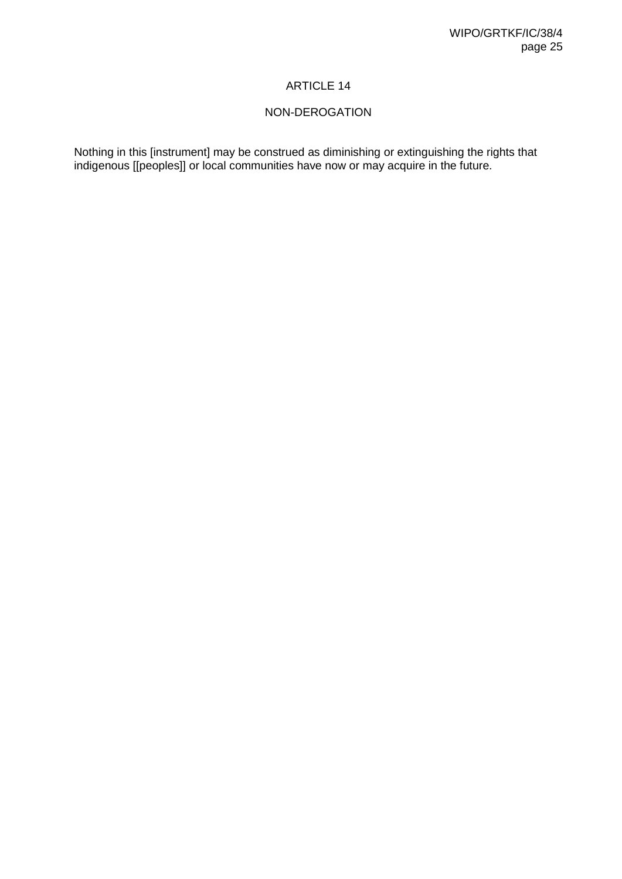## ARTICLE 14

## NON-DEROGATION

Nothing in this [instrument] may be construed as diminishing or extinguishing the rights that indigenous [[peoples]] or local communities have now or may acquire in the future.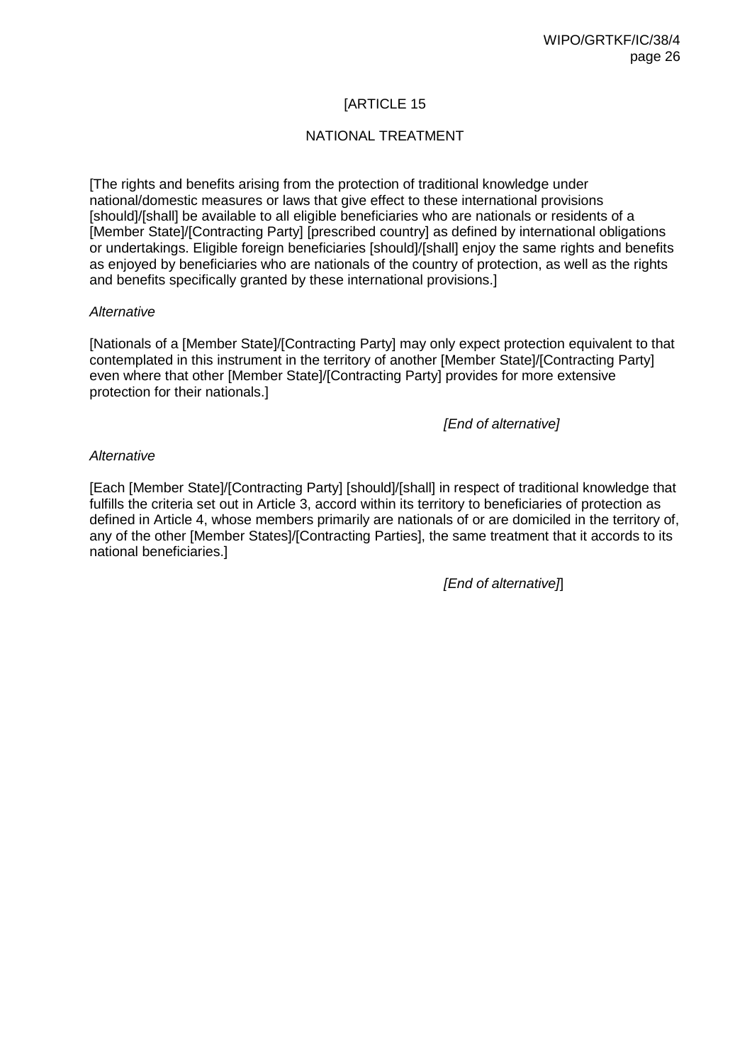[ARTICLE 15

NATIONAL TREATMENT

[The rights and benefits arising from the protection of traditional knowledge under national/domestic measures or laws that give effect to these international provisions [should]/[shall] be available to all eligible beneficiaries who are nationals or residents of a [Member State]/[Contracting Party] [prescribed country] as defined by international obligations or undertakings. Eligible foreign beneficiaries [should]/[shall] enjoy the same rights and benefits as enjoyed by beneficiaries who are nationals of the country of protection, as well as the rights and benefits specifically granted by these international provisions.]

*Alternative*

[Nationals of a [Member State]/[Contracting Party] may only expect protection equivalent to that contemplated in this instrument in the territory of another [Member State]/[Contracting Party] even where that other [Member State]/[Contracting Party] provides for more extensive protection for their nationals.]

*[End of alternative]*

*Alternative*

[Each [Member State]/[Contracting Party] [should]/[shall] in respect of traditional knowledge that fulfills the criteria set out in Article 3, accord within its territory to beneficiaries of protection as defined in Article 4, whose members primarily are nationals of or are domiciled in the territory of, any of the other [Member States]/[Contracting Parties], the same treatment that it accords to its national beneficiaries.]

*[End of alternative]*]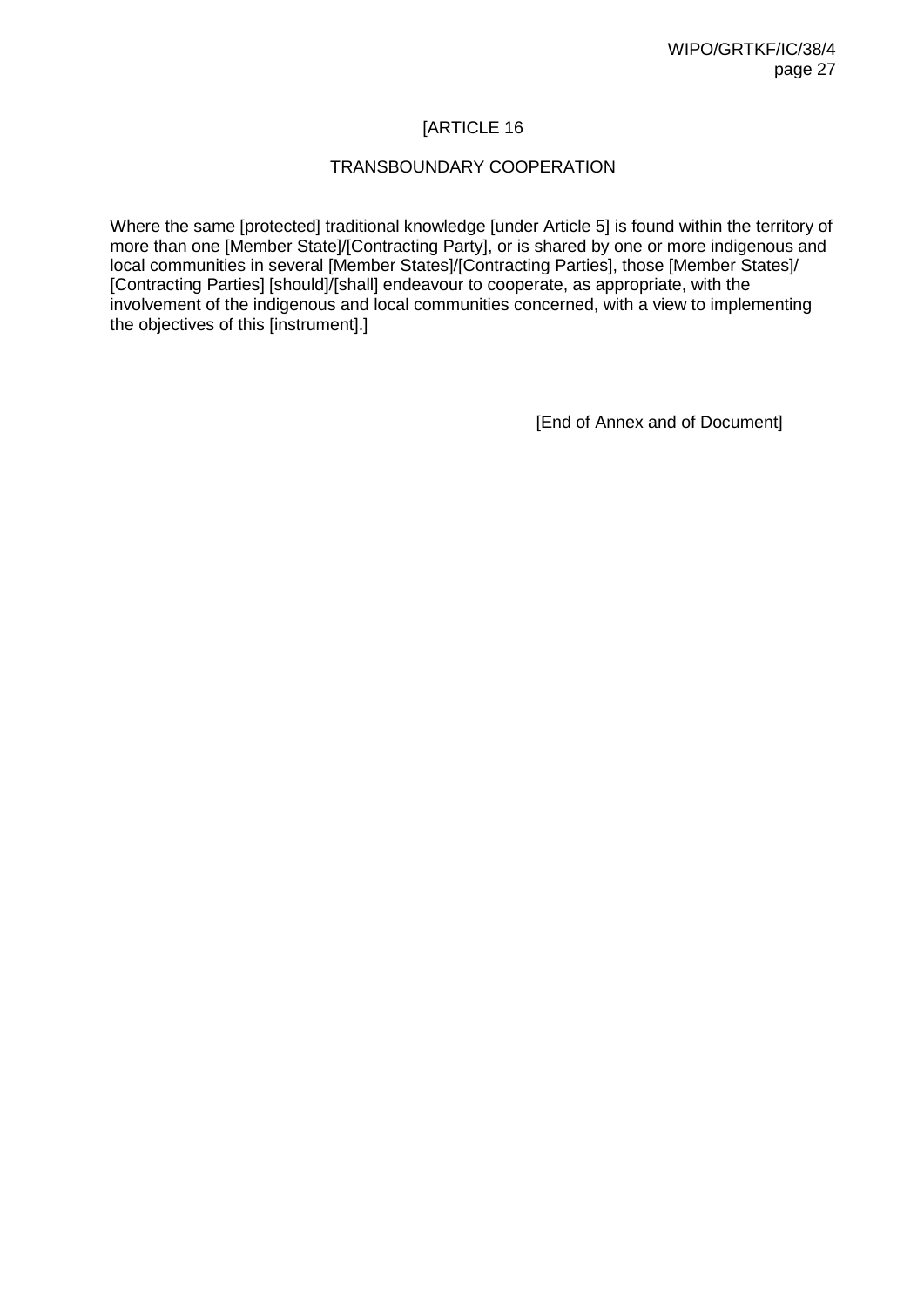[ARTICLE 16

TRANSBOUNDARY COOPERATION

Where the same [protected] traditional knowledge [under Article 5] is found within the territory of more than one [Member State]/[Contracting Party], or is shared by one or more indigenous and local communities in several [Member States]/[Contracting Parties], those [Member States]/[Contracting Parties] [should]/[shall] endeavour to cooperate, as appropriate, with the involvement of the indigenous and local communities concerned, with a view to implementing the objectives of this [instrument].]

[End of Annex and of Document]